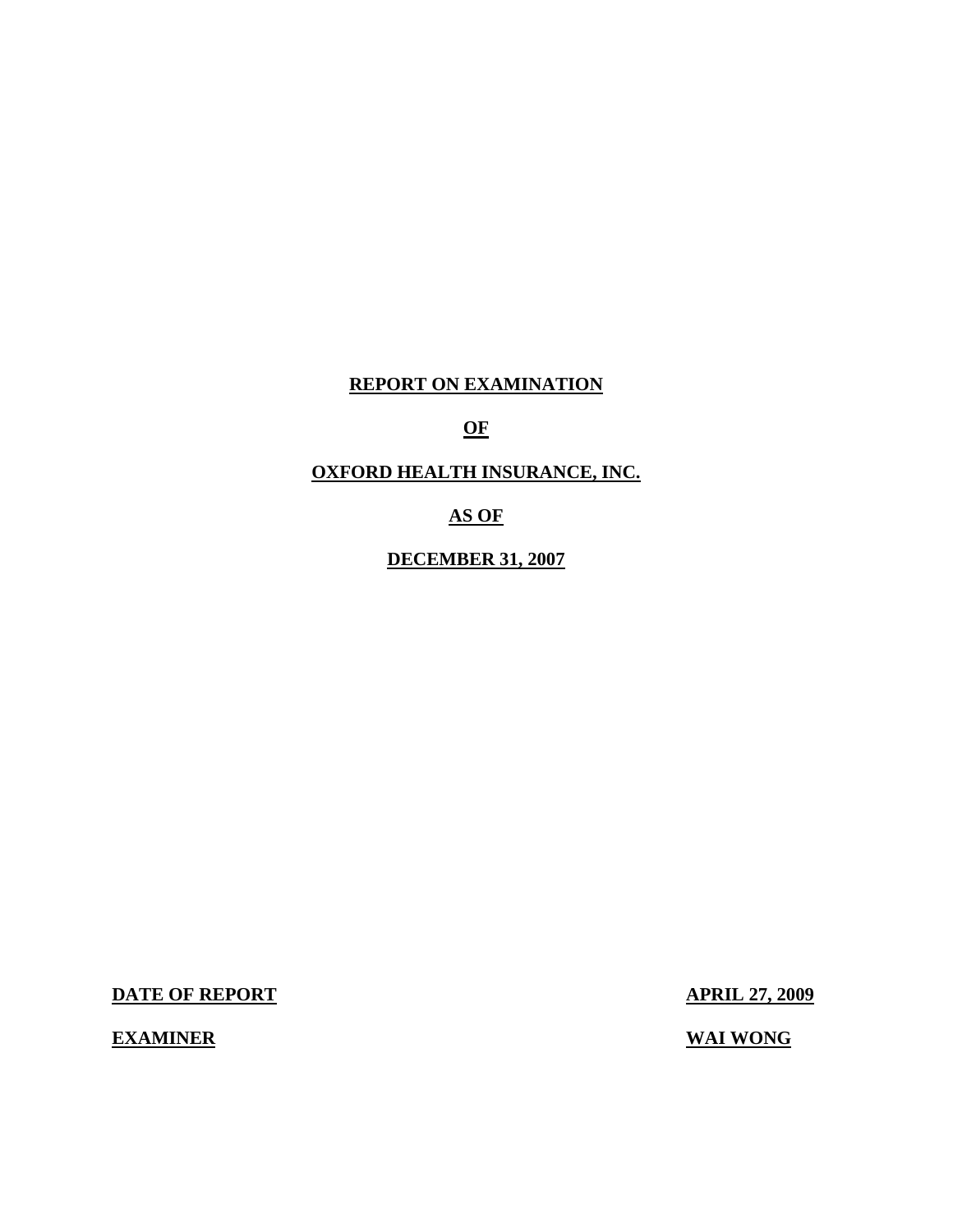# REPORT ON EXAMINATION

# OF

# OXFORD HEALTH INSURANCE, INC.

# AS OF

# DECEMBER 31, 2007

| | |
|---|---|
| **DATE OF REPORT** | **APRIL 27, 2009** |
| **EXAMINER** | **WAI WONG** |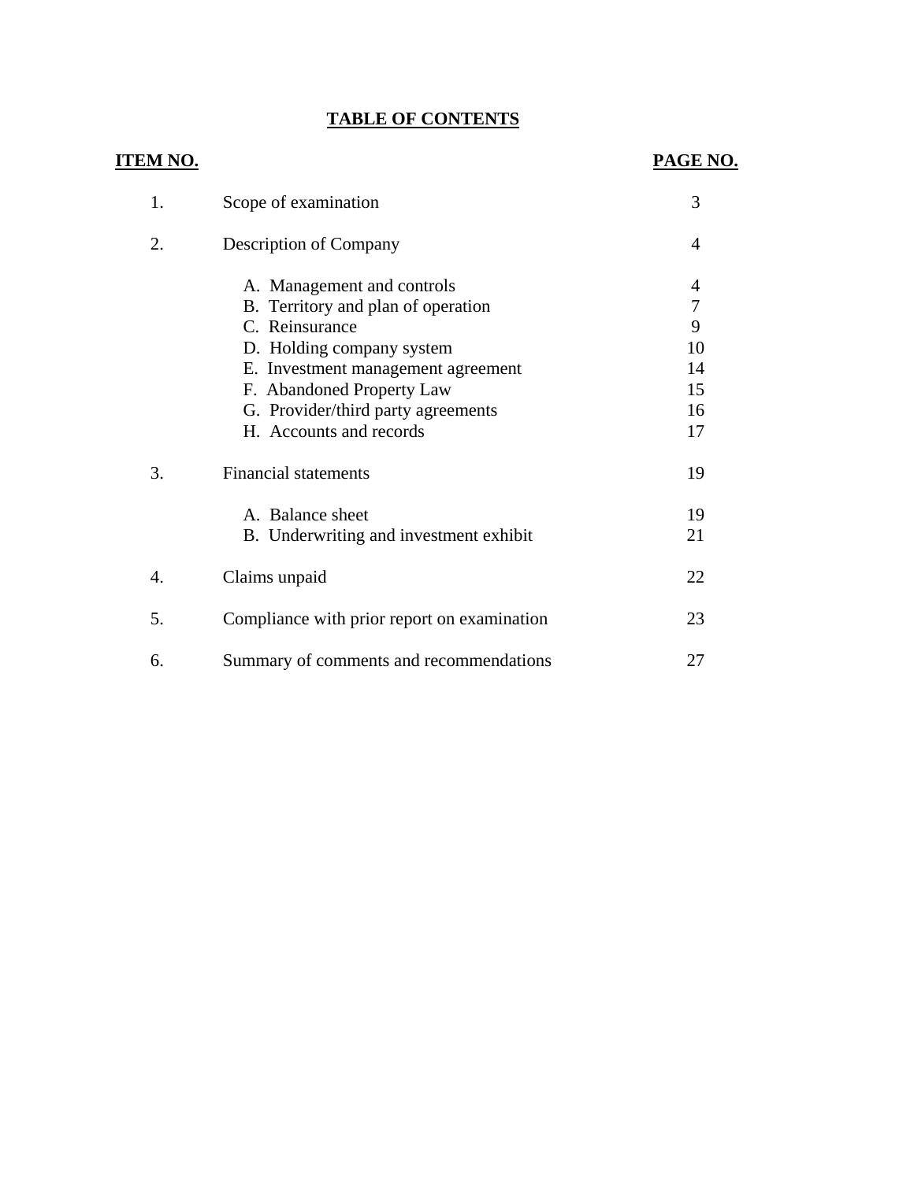# TABLE OF CONTENTS

| ITEM NO. | | PAGE NO. |
|---|---|---|
| 1. | Scope of examination | 3 |
| 2. | Description of Company | 4 |
| | A. Management and controls | 4 |
| | B. Territory and plan of operation | 7 |
| | C. Reinsurance | 9 |
| | D. Holding company system | 10 |
| | E. Investment management agreement | 14 |
| | F. Abandoned Property Law | 15 |
| | G. Provider/third party agreements | 16 |
| | H. Accounts and records | 17 |
| 3. | Financial statements | 19 |
| | A. Balance sheet | 19 |
| | B. Underwriting and investment exhibit | 21 |
| 4. | Claims unpaid | 22 |
| 5. | Compliance with prior report on examination | 23 |
| 6. | Summary of comments and recommendations | 27 |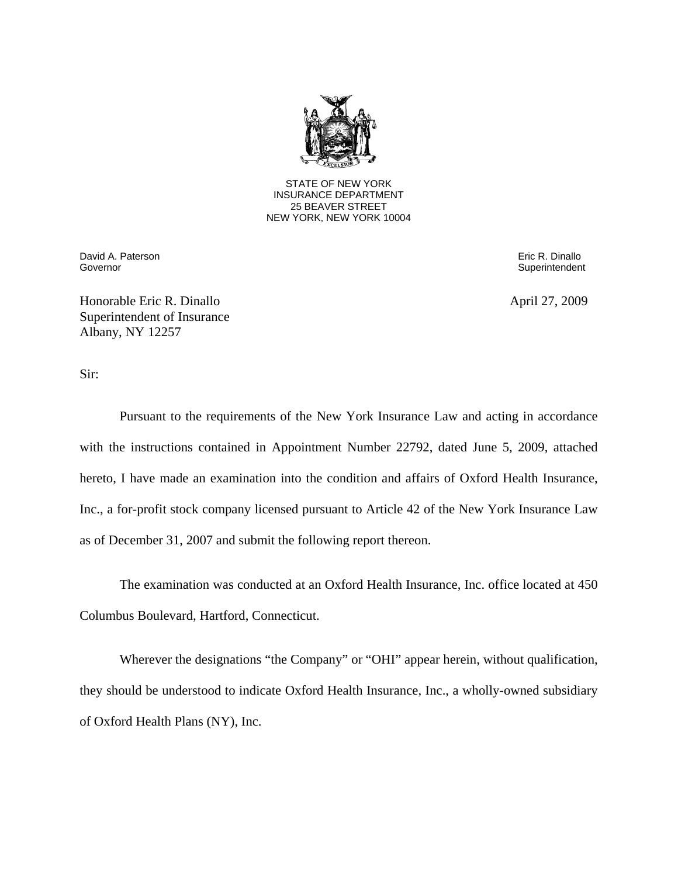STATE OF NEW YORK
INSURANCE DEPARTMENT
25 BEAVER STREET
NEW YORK, NEW YORK 10004

David A. Paterson
Governor

Eric R. Dinallo
Superintendent

Honorable Eric R. Dinallo
Superintendent of Insurance
Albany, NY 12257

April 27, 2009

Sir:

Pursuant to the requirements of the New York Insurance Law and acting in accordance with the instructions contained in Appointment Number 22792, dated June 5, 2009, attached hereto, I have made an examination into the condition and affairs of Oxford Health Insurance, Inc., a for-profit stock company licensed pursuant to Article 42 of the New York Insurance Law as of December 31, 2007 and submit the following report thereon.

The examination was conducted at an Oxford Health Insurance, Inc. office located at 450 Columbus Boulevard, Hartford, Connecticut.

Wherever the designations "the Company" or "OHI" appear herein, without qualification, they should be understood to indicate Oxford Health Insurance, Inc., a wholly-owned subsidiary of Oxford Health Plans (NY), Inc.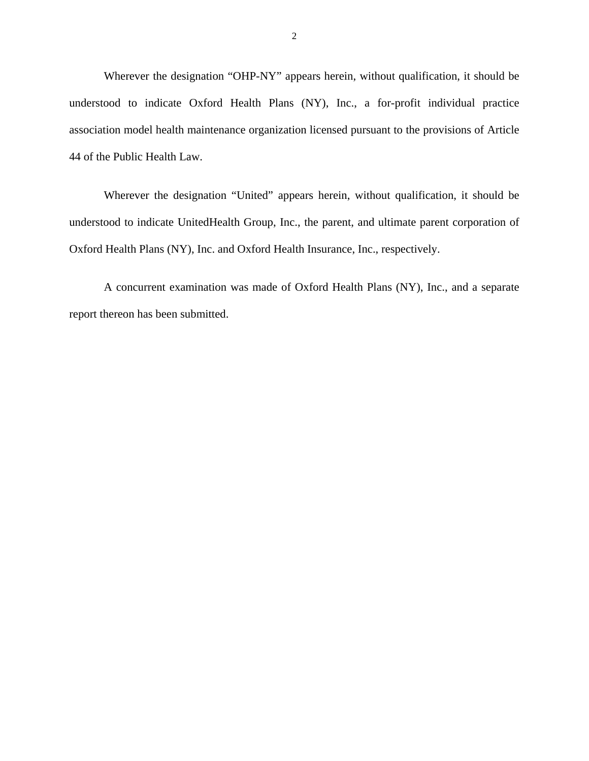Wherever the designation “OHP-NY” appears herein, without qualification, it should be understood to indicate Oxford Health Plans (NY), Inc., a for-profit individual practice association model health maintenance organization licensed pursuant to the provisions of Article 44 of the Public Health Law.

Wherever the designation “United” appears herein, without qualification, it should be understood to indicate UnitedHealth Group, Inc., the parent, and ultimate parent corporation of Oxford Health Plans (NY), Inc. and Oxford Health Insurance, Inc., respectively.

A concurrent examination was made of Oxford Health Plans (NY), Inc., and a separate report thereon has been submitted.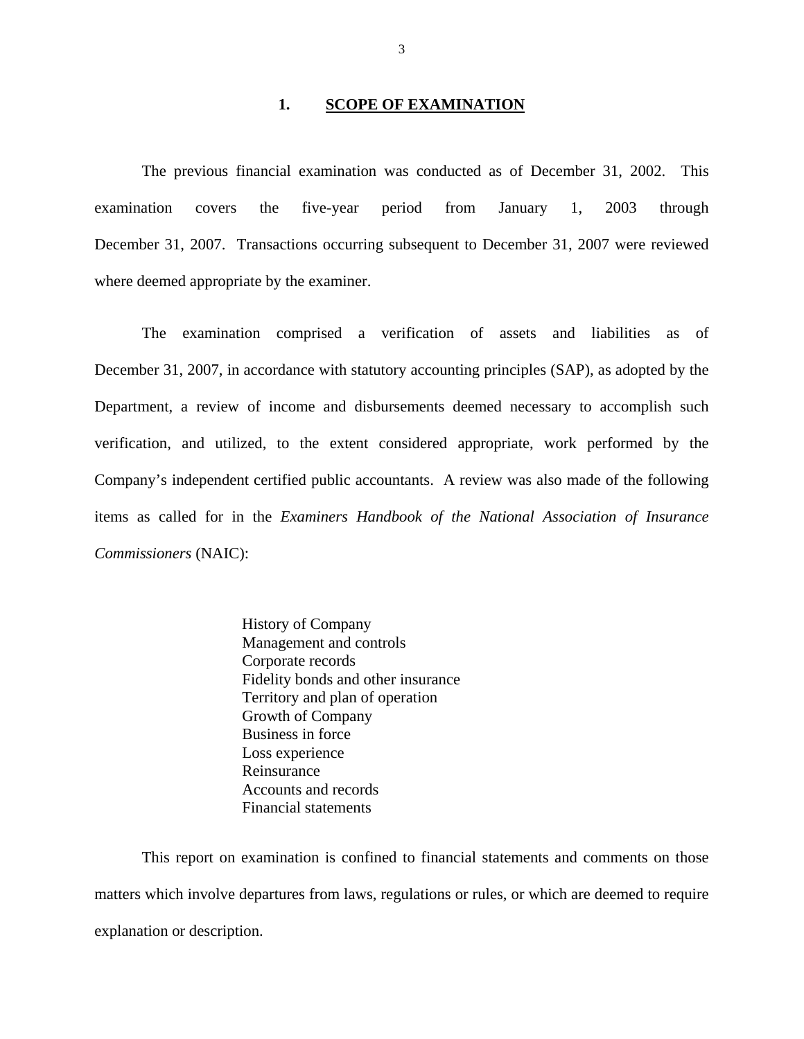## 1. SCOPE OF EXAMINATION

The previous financial examination was conducted as of December 31, 2002. This examination covers the five-year period from January 1, 2003 through December 31, 2007. Transactions occurring subsequent to December 31, 2007 were reviewed where deemed appropriate by the examiner.

The examination comprised a verification of assets and liabilities as of December 31, 2007, in accordance with statutory accounting principles (SAP), as adopted by the Department, a review of income and disbursements deemed necessary to accomplish such verification, and utilized, to the extent considered appropriate, work performed by the Company's independent certified public accountants. A review was also made of the following items as called for in the *Examiners Handbook of the National Association of Insurance Commissioners* (NAIC):

- History of Company
- Management and controls
- Corporate records
- Fidelity bonds and other insurance
- Territory and plan of operation
- Growth of Company
- Business in force
- Loss experience
- Reinsurance
- Accounts and records
- Financial statements

This report on examination is confined to financial statements and comments on those matters which involve departures from laws, regulations or rules, or which are deemed to require explanation or description.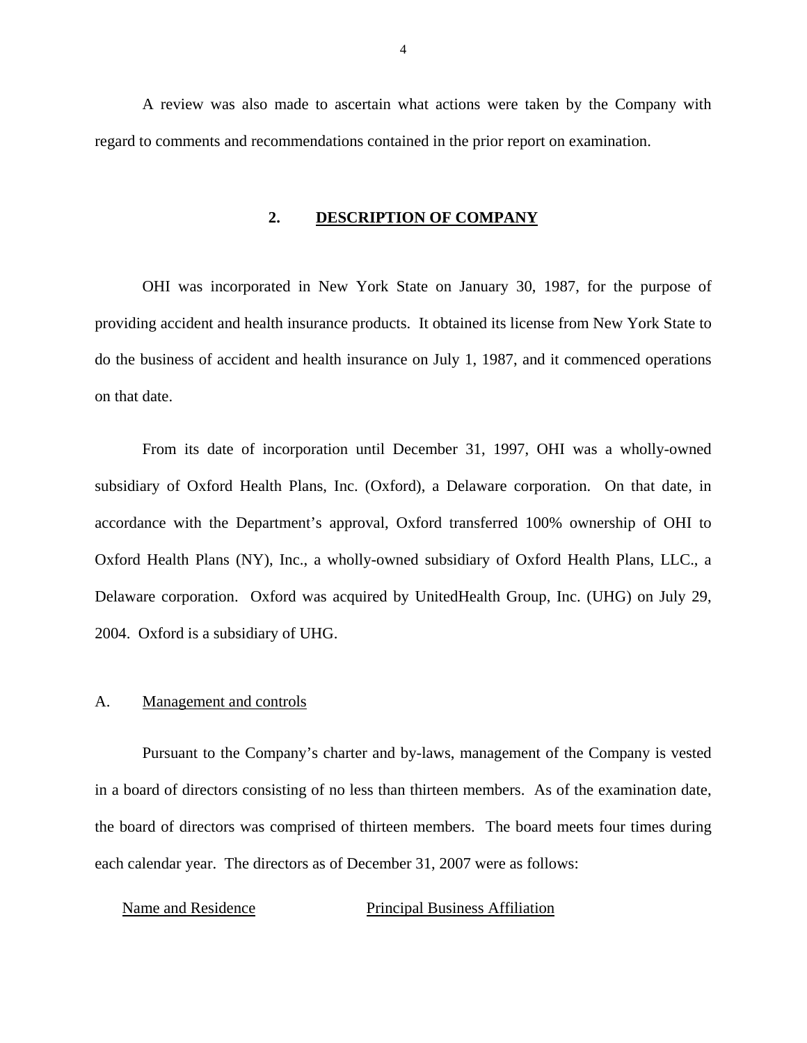A review was also made to ascertain what actions were taken by the Company with regard to comments and recommendations contained in the prior report on examination.

## 2. DESCRIPTION OF COMPANY

OHI was incorporated in New York State on January 30, 1987, for the purpose of providing accident and health insurance products. It obtained its license from New York State to do the business of accident and health insurance on July 1, 1987, and it commenced operations on that date.

From its date of incorporation until December 31, 1997, OHI was a wholly-owned subsidiary of Oxford Health Plans, Inc. (Oxford), a Delaware corporation. On that date, in accordance with the Department's approval, Oxford transferred 100% ownership of OHI to Oxford Health Plans (NY), Inc., a wholly-owned subsidiary of Oxford Health Plans, LLC., a Delaware corporation. Oxford was acquired by UnitedHealth Group, Inc. (UHG) on July 29, 2004. Oxford is a subsidiary of UHG.

### A. Management and controls

Pursuant to the Company's charter and by-laws, management of the Company is vested in a board of directors consisting of no less than thirteen members. As of the examination date, the board of directors was comprised of thirteen members. The board meets four times during each calendar year. The directors as of December 31, 2007 were as follows:

| Name and Residence | Principal Business Affiliation |
| --- | --- |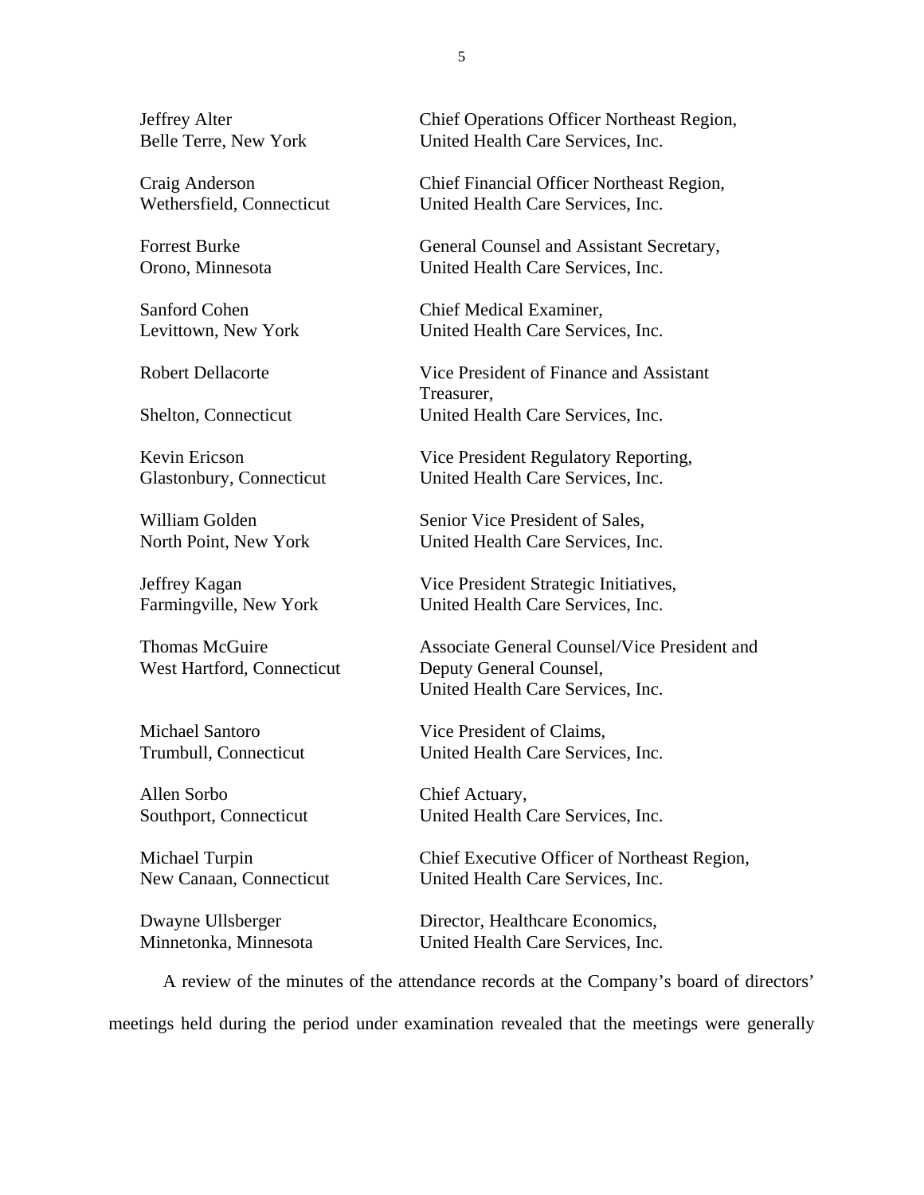| | |
|---|---|
| Jeffrey Alter<br>Belle Terre, New York | Chief Operations Officer Northeast Region,<br>United Health Care Services, Inc. |
| Craig Anderson<br>Wethersfield, Connecticut | Chief Financial Officer Northeast Region,<br>United Health Care Services, Inc. |
| Forrest Burke<br>Orono, Minnesota | General Counsel and Assistant Secretary,<br>United Health Care Services, Inc. |
| Sanford Cohen<br>Levittown, New York | Chief Medical Examiner,<br>United Health Care Services, Inc. |
| Robert Dellacorte<br>Shelton, Connecticut | Vice President of Finance and Assistant Treasurer,<br>United Health Care Services, Inc. |
| Kevin Ericson<br>Glastonbury, Connecticut | Vice President Regulatory Reporting,<br>United Health Care Services, Inc. |
| William Golden<br>North Point, New York | Senior Vice President of Sales,<br>United Health Care Services, Inc. |
| Jeffrey Kagan<br>Farmingville, New York | Vice President Strategic Initiatives,<br>United Health Care Services, Inc. |
| Thomas McGuire<br>West Hartford, Connecticut | Associate General Counsel/Vice President and Deputy General Counsel,<br>United Health Care Services, Inc. |
| Michael Santoro<br>Trumbull, Connecticut | Vice President of Claims,<br>United Health Care Services, Inc. |
| Allen Sorbo<br>Southport, Connecticut | Chief Actuary,<br>United Health Care Services, Inc. |
| Michael Turpin<br>New Canaan, Connecticut | Chief Executive Officer of Northeast Region,<br>United Health Care Services, Inc. |
| Dwayne Ullsberger<br>Minnetonka, Minnesota | Director, Healthcare Economics,<br>United Health Care Services, Inc. |

A review of the minutes of the attendance records at the Company's board of directors' meetings held during the period under examination revealed that the meetings were generally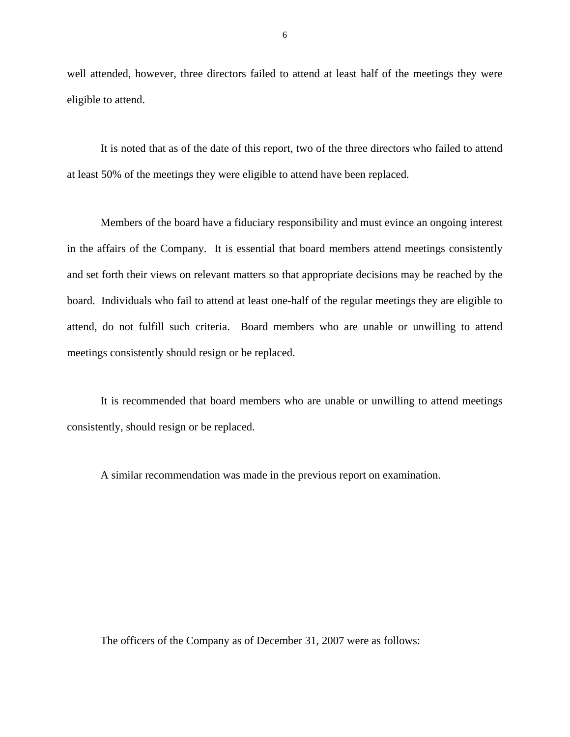well attended, however, three directors failed to attend at least half of the meetings they were eligible to attend.

It is noted that as of the date of this report, two of the three directors who failed to attend at least 50% of the meetings they were eligible to attend have been replaced.

Members of the board have a fiduciary responsibility and must evince an ongoing interest in the affairs of the Company. It is essential that board members attend meetings consistently and set forth their views on relevant matters so that appropriate decisions may be reached by the board. Individuals who fail to attend at least one-half of the regular meetings they are eligible to attend, do not fulfill such criteria. Board members who are unable or unwilling to attend meetings consistently should resign or be replaced.

It is recommended that board members who are unable or unwilling to attend meetings consistently, should resign or be replaced.

A similar recommendation was made in the previous report on examination.

The officers of the Company as of December 31, 2007 were as follows: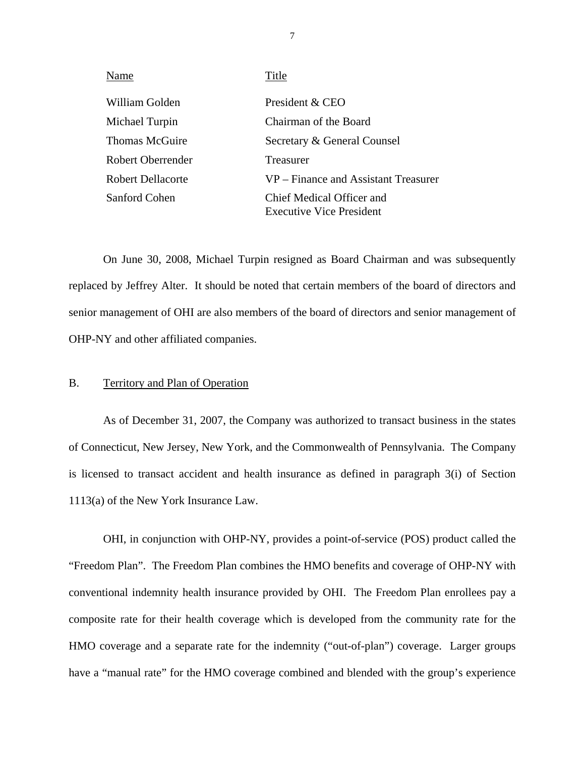| Name | Title |
|---|---|
| William Golden | President & CEO |
| Michael Turpin | Chairman of the Board |
| Thomas McGuire | Secretary & General Counsel |
| Robert Oberrender | Treasurer |
| Robert Dellacorte | VP – Finance and Assistant Treasurer |
| Sanford Cohen | Chief Medical Officer and Executive Vice President |

On June 30, 2008, Michael Turpin resigned as Board Chairman and was subsequently replaced by Jeffrey Alter. It should be noted that certain members of the board of directors and senior management of OHI are also members of the board of directors and senior management of OHP-NY and other affiliated companies.

## B. Territory and Plan of Operation

As of December 31, 2007, the Company was authorized to transact business in the states of Connecticut, New Jersey, New York, and the Commonwealth of Pennsylvania. The Company is licensed to transact accident and health insurance as defined in paragraph 3(i) of Section 1113(a) of the New York Insurance Law.

OHI, in conjunction with OHP-NY, provides a point-of-service (POS) product called the "Freedom Plan". The Freedom Plan combines the HMO benefits and coverage of OHP-NY with conventional indemnity health insurance provided by OHI. The Freedom Plan enrollees pay a composite rate for their health coverage which is developed from the community rate for the HMO coverage and a separate rate for the indemnity ("out-of-plan") coverage. Larger groups have a "manual rate" for the HMO coverage combined and blended with the group's experience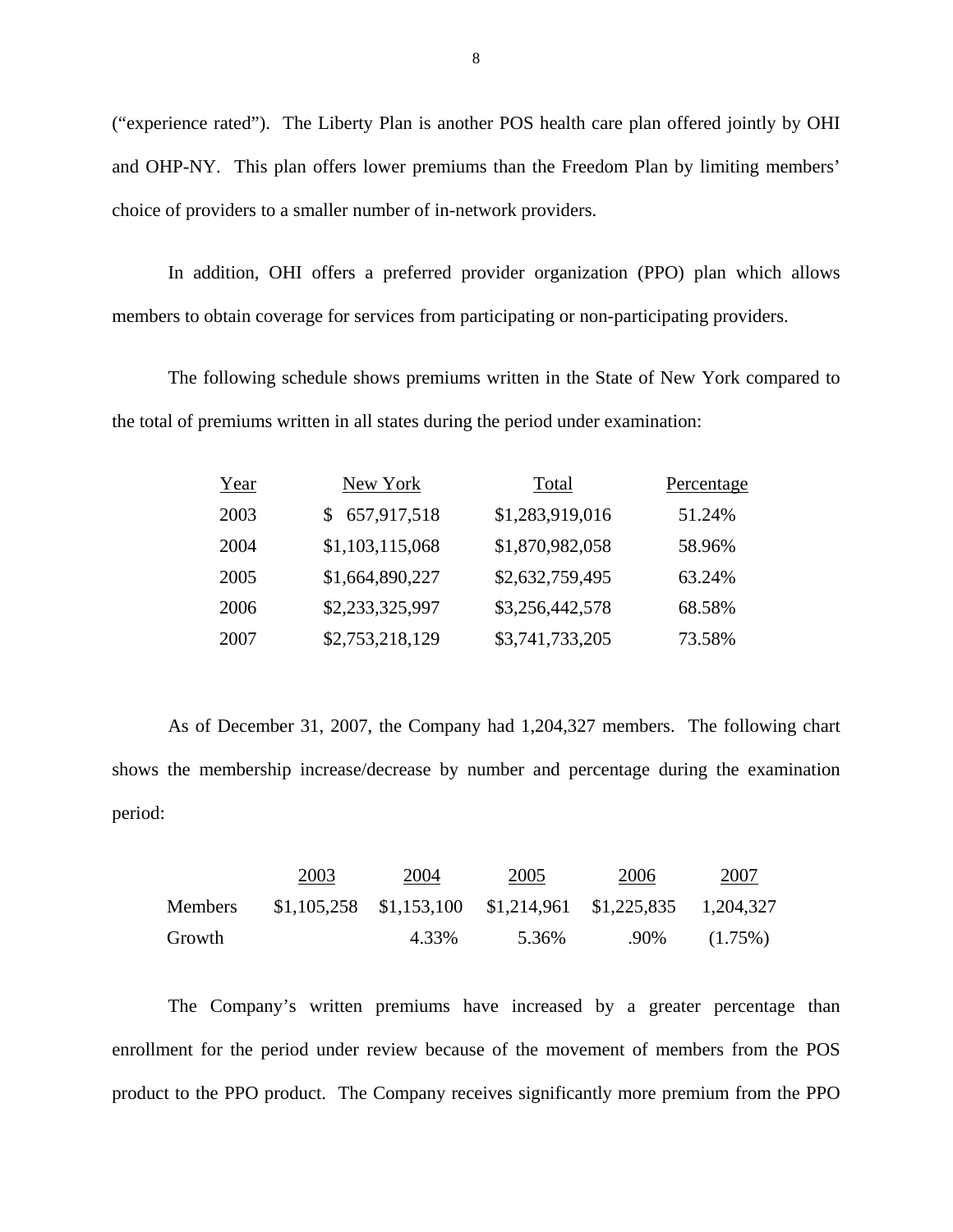("experience rated"). The Liberty Plan is another POS health care plan offered jointly by OHI and OHP-NY. This plan offers lower premiums than the Freedom Plan by limiting members' choice of providers to a smaller number of in-network providers.

In addition, OHI offers a preferred provider organization (PPO) plan which allows members to obtain coverage for services from participating or non-participating providers.

The following schedule shows premiums written in the State of New York compared to the total of premiums written in all states during the period under examination:

| Year | New York | Total | Percentage |
|---|---|---|---|
| 2003 | $ 657,917,518 | $1,283,919,016 | 51.24% |
| 2004 | $1,103,115,068 | $1,870,982,058 | 58.96% |
| 2005 | $1,664,890,227 | $2,632,759,495 | 63.24% |
| 2006 | $2,233,325,997 | $3,256,442,578 | 68.58% |
| 2007 | $2,753,218,129 | $3,741,733,205 | 73.58% |

As of December 31, 2007, the Company had 1,204,327 members. The following chart shows the membership increase/decrease by number and percentage during the examination period:

| | 2003 | 2004 | 2005 | 2006 | 2007 |
|---|---|---|---|---|---|
| Members | $1,105,258 | $1,153,100 | $1,214,961 | $1,225,835 | 1,204,327 |
| Growth | | 4.33% | 5.36% | .90% | (1.75%) |

The Company's written premiums have increased by a greater percentage than enrollment for the period under review because of the movement of members from the POS product to the PPO product. The Company receives significantly more premium from the PPO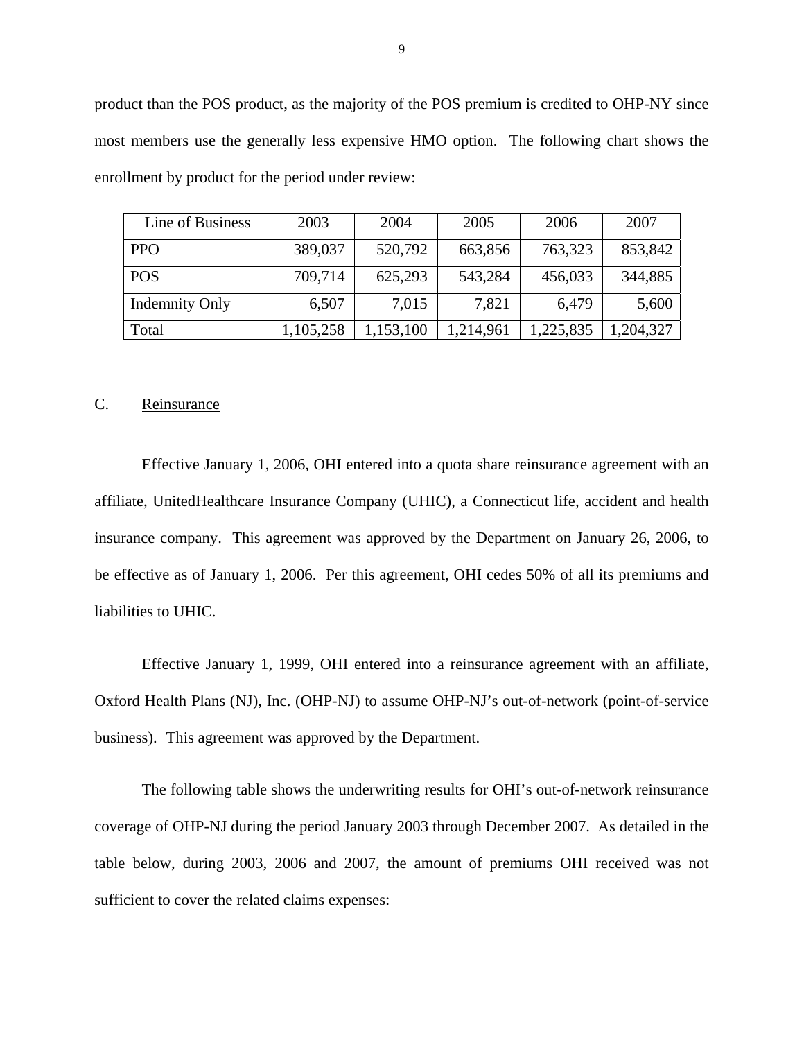product than the POS product, as the majority of the POS premium is credited to OHP-NY since most members use the generally less expensive HMO option. The following chart shows the enrollment by product for the period under review:

| Line of Business | 2003 | 2004 | 2005 | 2006 | 2007 |
|---|---|---|---|---|---|
| PPO | 389,037 | 520,792 | 663,856 | 763,323 | 853,842 |
| POS | 709,714 | 625,293 | 543,284 | 456,033 | 344,885 |
| Indemnity Only | 6,507 | 7,015 | 7,821 | 6,479 | 5,600 |
| Total | 1,105,258 | 1,153,100 | 1,214,961 | 1,225,835 | 1,204,327 |

C. Reinsurance

Effective January 1, 2006, OHI entered into a quota share reinsurance agreement with an affiliate, UnitedHealthcare Insurance Company (UHIC), a Connecticut life, accident and health insurance company. This agreement was approved by the Department on January 26, 2006, to be effective as of January 1, 2006. Per this agreement, OHI cedes 50% of all its premiums and liabilities to UHIC.

Effective January 1, 1999, OHI entered into a reinsurance agreement with an affiliate, Oxford Health Plans (NJ), Inc. (OHP-NJ) to assume OHP-NJ's out-of-network (point-of-service business). This agreement was approved by the Department.

The following table shows the underwriting results for OHI's out-of-network reinsurance coverage of OHP-NJ during the period January 2003 through December 2007. As detailed in the table below, during 2003, 2006 and 2007, the amount of premiums OHI received was not sufficient to cover the related claims expenses: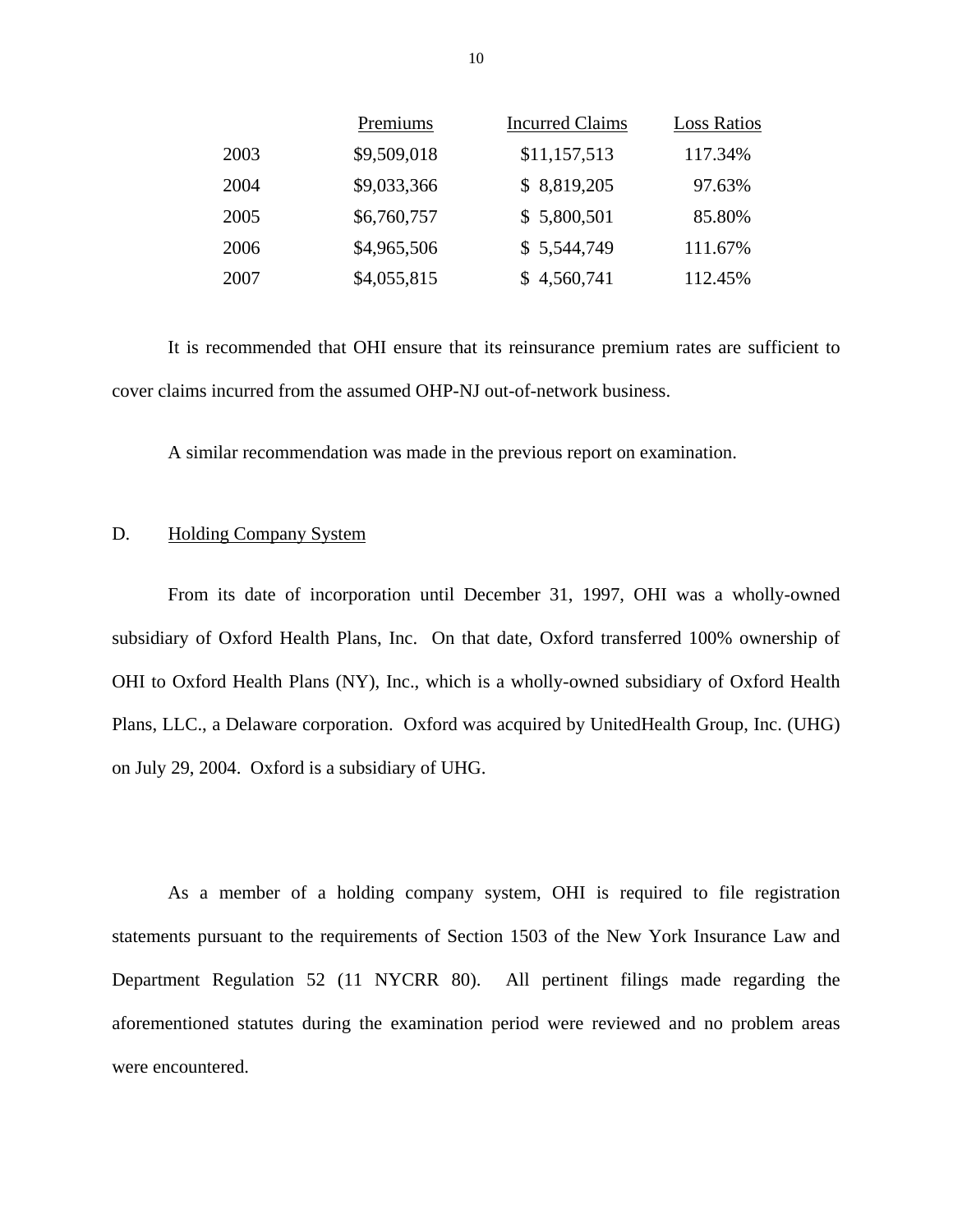| | Premiums | Incurred Claims | Loss Ratios |
|---|---|---|---|
| 2003 | $9,509,018 | $11,157,513 | 117.34% |
| 2004 | $9,033,366 | $ 8,819,205 | 97.63% |
| 2005 | $6,760,757 | $ 5,800,501 | 85.80% |
| 2006 | $4,965,506 | $ 5,544,749 | 111.67% |
| 2007 | $4,055,815 | $ 4,560,741 | 112.45% |

It is recommended that OHI ensure that its reinsurance premium rates are sufficient to cover claims incurred from the assumed OHP-NJ out-of-network business.

A similar recommendation was made in the previous report on examination.

## D. Holding Company System

From its date of incorporation until December 31, 1997, OHI was a wholly-owned subsidiary of Oxford Health Plans, Inc. On that date, Oxford transferred 100% ownership of OHI to Oxford Health Plans (NY), Inc., which is a wholly-owned subsidiary of Oxford Health Plans, LLC., a Delaware corporation. Oxford was acquired by UnitedHealth Group, Inc. (UHG) on July 29, 2004. Oxford is a subsidiary of UHG.

As a member of a holding company system, OHI is required to file registration statements pursuant to the requirements of Section 1503 of the New York Insurance Law and Department Regulation 52 (11 NYCRR 80). All pertinent filings made regarding the aforementioned statutes during the examination period were reviewed and no problem areas were encountered.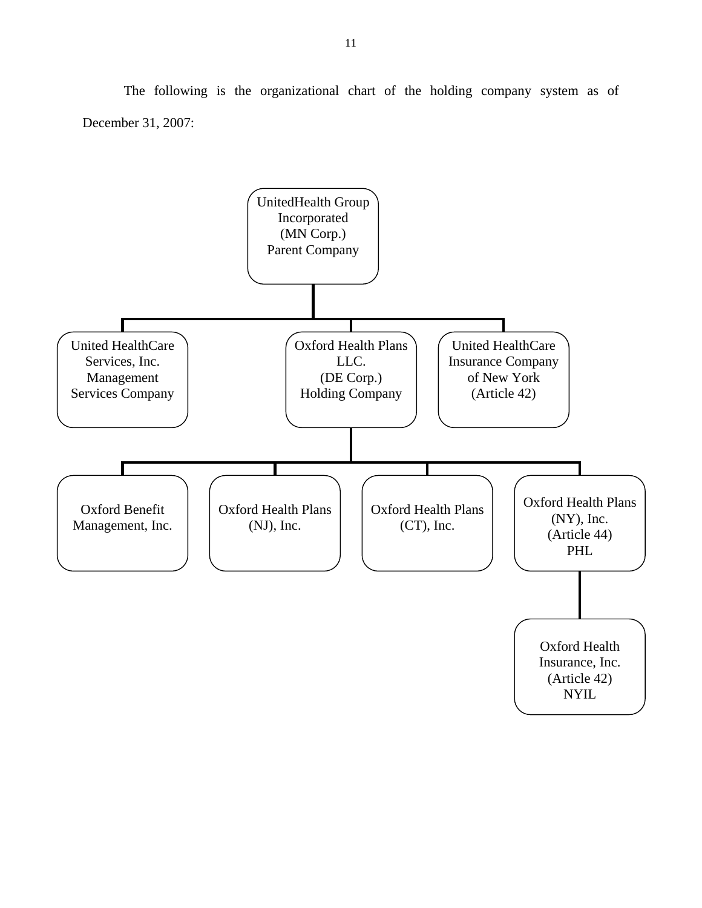The following is the organizational chart of the holding company system as of December 31, 2007:

UnitedHealth Group Incorporated
(MN Corp.)
Parent Company

United HealthCare Services, Inc.
Management Services Company

Oxford Health Plans LLC.
(DE Corp.)
Holding Company

United HealthCare Insurance Company of New York
(Article 42)

Oxford Benefit Management, Inc.

Oxford Health Plans (NJ), Inc.

Oxford Health Plans (CT), Inc.

Oxford Health Plans (NY), Inc.
(Article 44)
PHL

Oxford Health Insurance, Inc.
(Article 42)
NYIL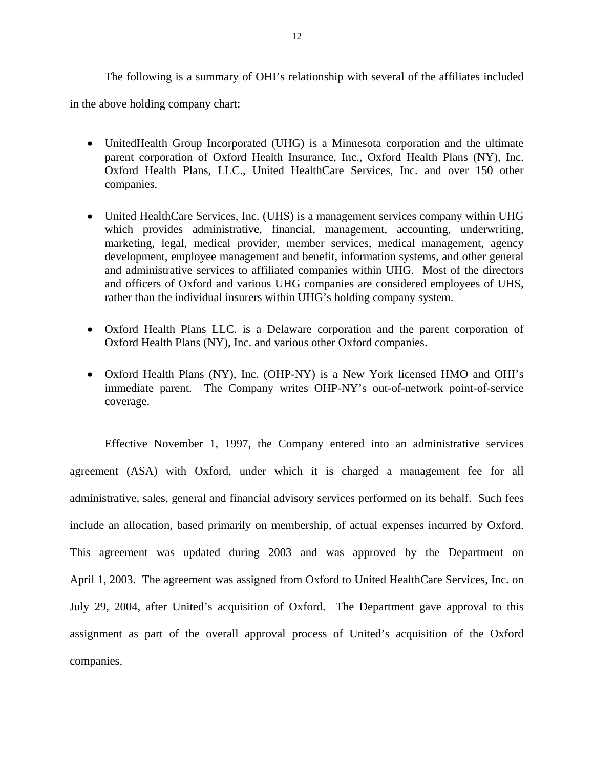The following is a summary of OHI's relationship with several of the affiliates included in the above holding company chart:

- UnitedHealth Group Incorporated (UHG) is a Minnesota corporation and the ultimate parent corporation of Oxford Health Insurance, Inc., Oxford Health Plans (NY), Inc. Oxford Health Plans, LLC., United HealthCare Services, Inc. and over 150 other companies.

- United HealthCare Services, Inc. (UHS) is a management services company within UHG which provides administrative, financial, management, accounting, underwriting, marketing, legal, medical provider, member services, medical management, agency development, employee management and benefit, information systems, and other general and administrative services to affiliated companies within UHG. Most of the directors and officers of Oxford and various UHG companies are considered employees of UHS, rather than the individual insurers within UHG's holding company system.

- Oxford Health Plans LLC. is a Delaware corporation and the parent corporation of Oxford Health Plans (NY), Inc. and various other Oxford companies.

- Oxford Health Plans (NY), Inc. (OHP-NY) is a New York licensed HMO and OHI's immediate parent. The Company writes OHP-NY's out-of-network point-of-service coverage.

Effective November 1, 1997, the Company entered into an administrative services agreement (ASA) with Oxford, under which it is charged a management fee for all administrative, sales, general and financial advisory services performed on its behalf. Such fees include an allocation, based primarily on membership, of actual expenses incurred by Oxford. This agreement was updated during 2003 and was approved by the Department on April 1, 2003. The agreement was assigned from Oxford to United HealthCare Services, Inc. on July 29, 2004, after United's acquisition of Oxford. The Department gave approval to this assignment as part of the overall approval process of United's acquisition of the Oxford companies.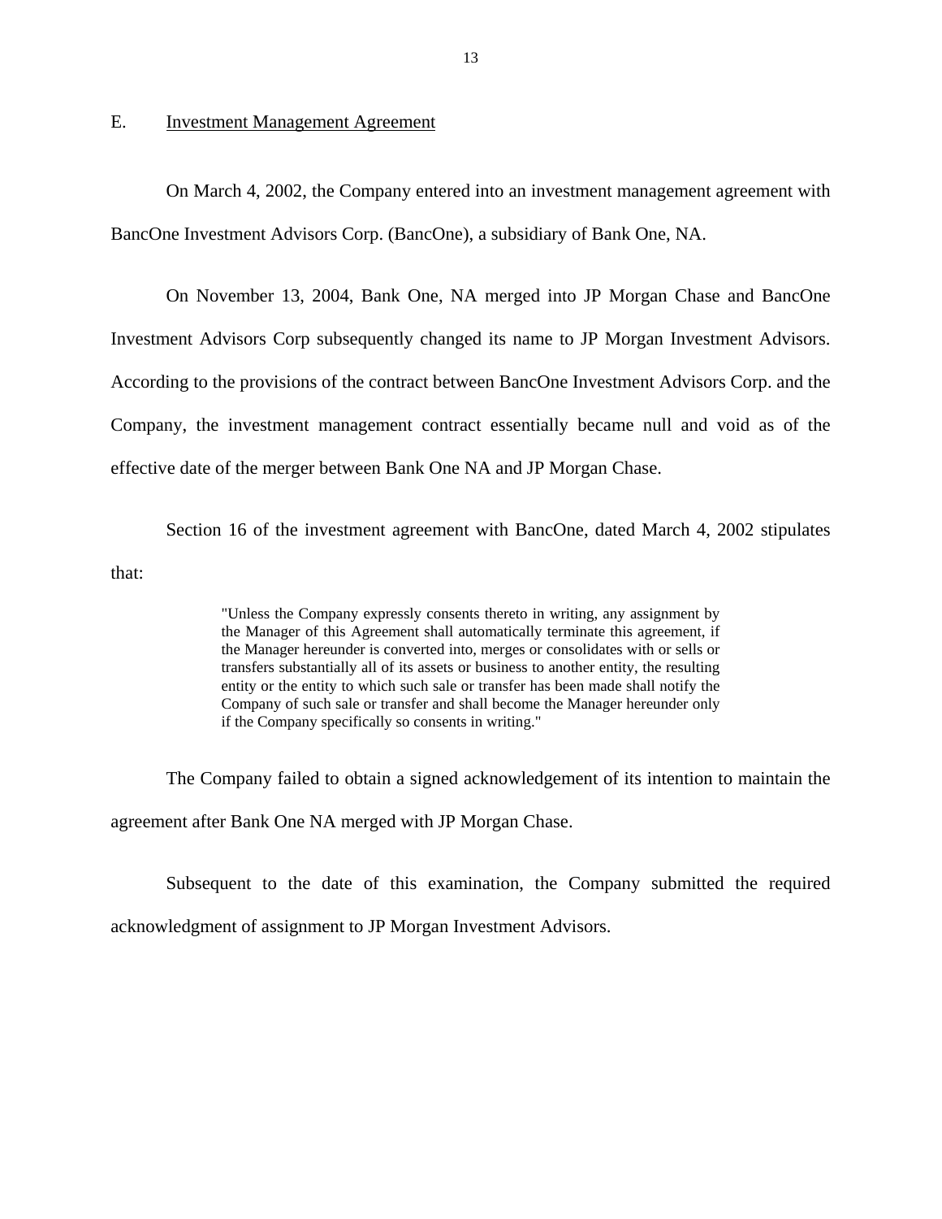## E. Investment Management Agreement

On March 4, 2002, the Company entered into an investment management agreement with BancOne Investment Advisors Corp. (BancOne), a subsidiary of Bank One, NA.

On November 13, 2004, Bank One, NA merged into JP Morgan Chase and BancOne Investment Advisors Corp subsequently changed its name to JP Morgan Investment Advisors. According to the provisions of the contract between BancOne Investment Advisors Corp. and the Company, the investment management contract essentially became null and void as of the effective date of the merger between Bank One NA and JP Morgan Chase.

Section 16 of the investment agreement with BancOne, dated March 4, 2002 stipulates that:

> "Unless the Company expressly consents thereto in writing, any assignment by the Manager of this Agreement shall automatically terminate this agreement, if the Manager hereunder is converted into, merges or consolidates with or sells or transfers substantially all of its assets or business to another entity, the resulting entity or the entity to which such sale or transfer has been made shall notify the Company of such sale or transfer and shall become the Manager hereunder only if the Company specifically so consents in writing."

The Company failed to obtain a signed acknowledgement of its intention to maintain the agreement after Bank One NA merged with JP Morgan Chase.

Subsequent to the date of this examination, the Company submitted the required acknowledgment of assignment to JP Morgan Investment Advisors.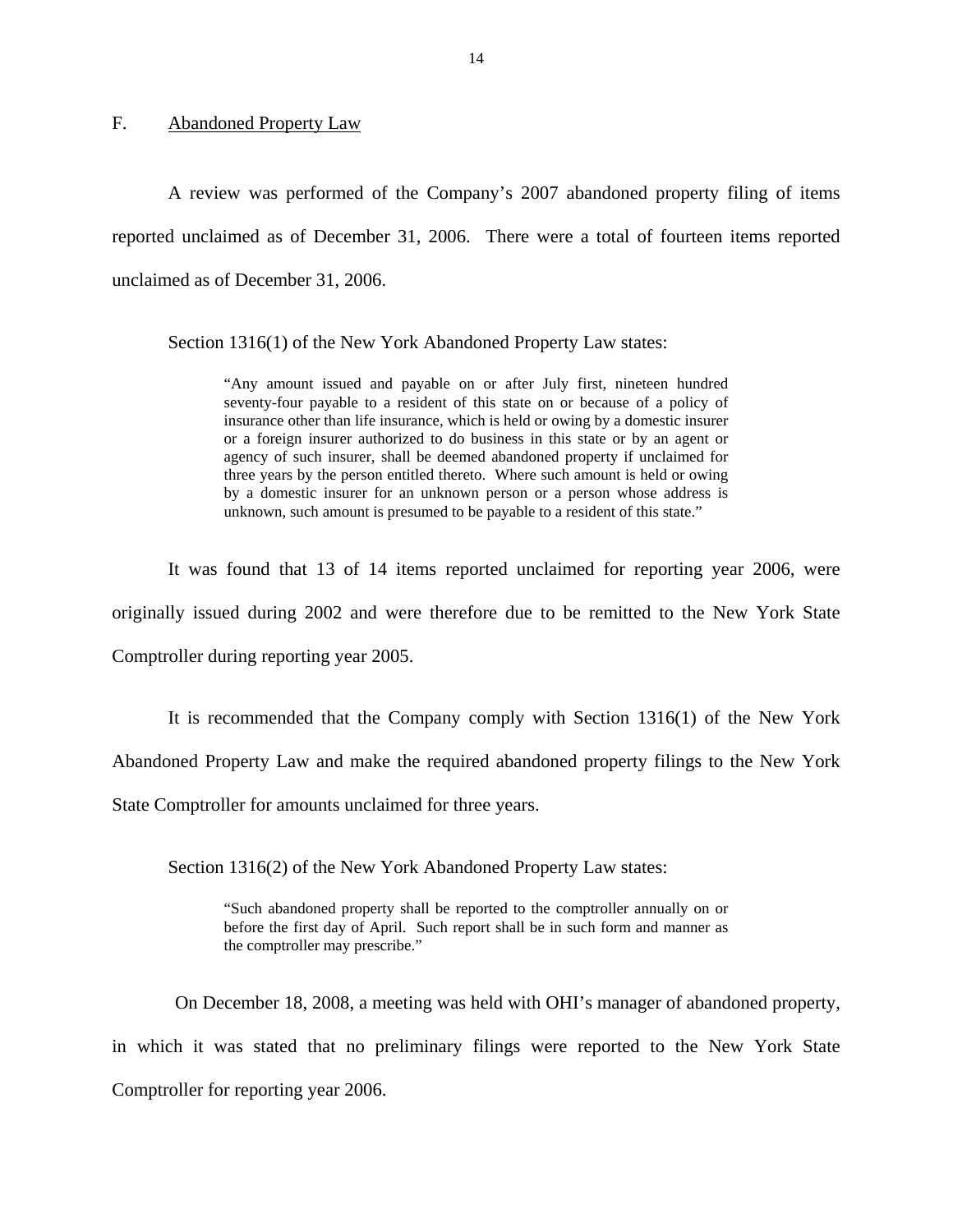## F. Abandoned Property Law

A review was performed of the Company's 2007 abandoned property filing of items reported unclaimed as of December 31, 2006. There were a total of fourteen items reported unclaimed as of December 31, 2006.

Section 1316(1) of the New York Abandoned Property Law states:

> "Any amount issued and payable on or after July first, nineteen hundred seventy-four payable to a resident of this state on or because of a policy of insurance other than life insurance, which is held or owing by a domestic insurer or a foreign insurer authorized to do business in this state or by an agent or agency of such insurer, shall be deemed abandoned property if unclaimed for three years by the person entitled thereto. Where such amount is held or owing by a domestic insurer for an unknown person or a person whose address is unknown, such amount is presumed to be payable to a resident of this state."

It was found that 13 of 14 items reported unclaimed for reporting year 2006, were originally issued during 2002 and were therefore due to be remitted to the New York State Comptroller during reporting year 2005.

It is recommended that the Company comply with Section 1316(1) of the New York Abandoned Property Law and make the required abandoned property filings to the New York State Comptroller for amounts unclaimed for three years.

Section 1316(2) of the New York Abandoned Property Law states:

> "Such abandoned property shall be reported to the comptroller annually on or before the first day of April. Such report shall be in such form and manner as the comptroller may prescribe."

On December 18, 2008, a meeting was held with OHI's manager of abandoned property, in which it was stated that no preliminary filings were reported to the New York State Comptroller for reporting year 2006.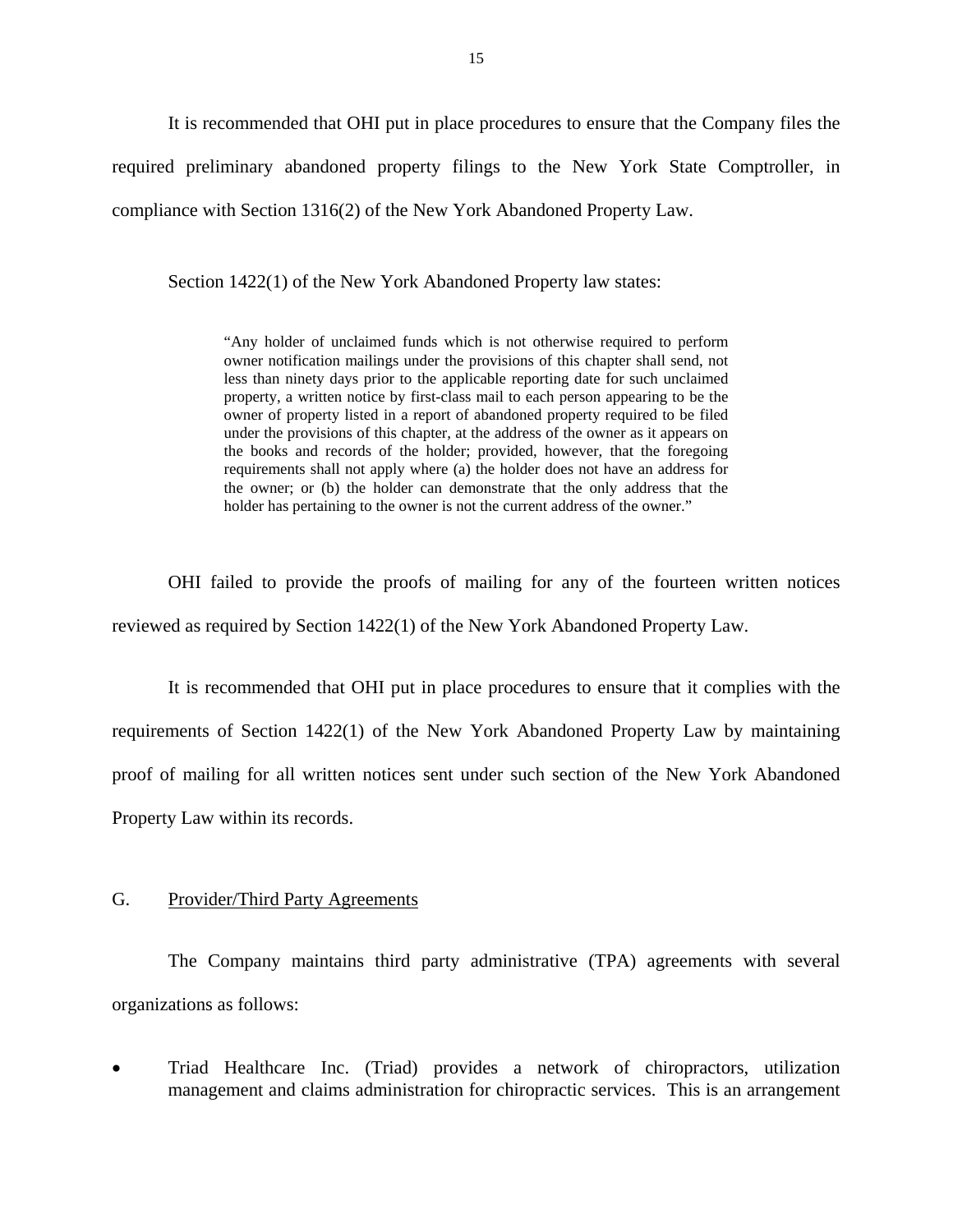It is recommended that OHI put in place procedures to ensure that the Company files the required preliminary abandoned property filings to the New York State Comptroller, in compliance with Section 1316(2) of the New York Abandoned Property Law.

Section 1422(1) of the New York Abandoned Property law states:

> "Any holder of unclaimed funds which is not otherwise required to perform owner notification mailings under the provisions of this chapter shall send, not less than ninety days prior to the applicable reporting date for such unclaimed property, a written notice by first-class mail to each person appearing to be the owner of property listed in a report of abandoned property required to be filed under the provisions of this chapter, at the address of the owner as it appears on the books and records of the holder; provided, however, that the foregoing requirements shall not apply where (a) the holder does not have an address for the owner; or (b) the holder can demonstrate that the only address that the holder has pertaining to the owner is not the current address of the owner."

OHI failed to provide the proofs of mailing for any of the fourteen written notices reviewed as required by Section 1422(1) of the New York Abandoned Property Law.

It is recommended that OHI put in place procedures to ensure that it complies with the requirements of Section 1422(1) of the New York Abandoned Property Law by maintaining proof of mailing for all written notices sent under such section of the New York Abandoned Property Law within its records.

## G. Provider/Third Party Agreements

The Company maintains third party administrative (TPA) agreements with several organizations as follows:

- Triad Healthcare Inc. (Triad) provides a network of chiropractors, utilization management and claims administration for chiropractic services. This is an arrangement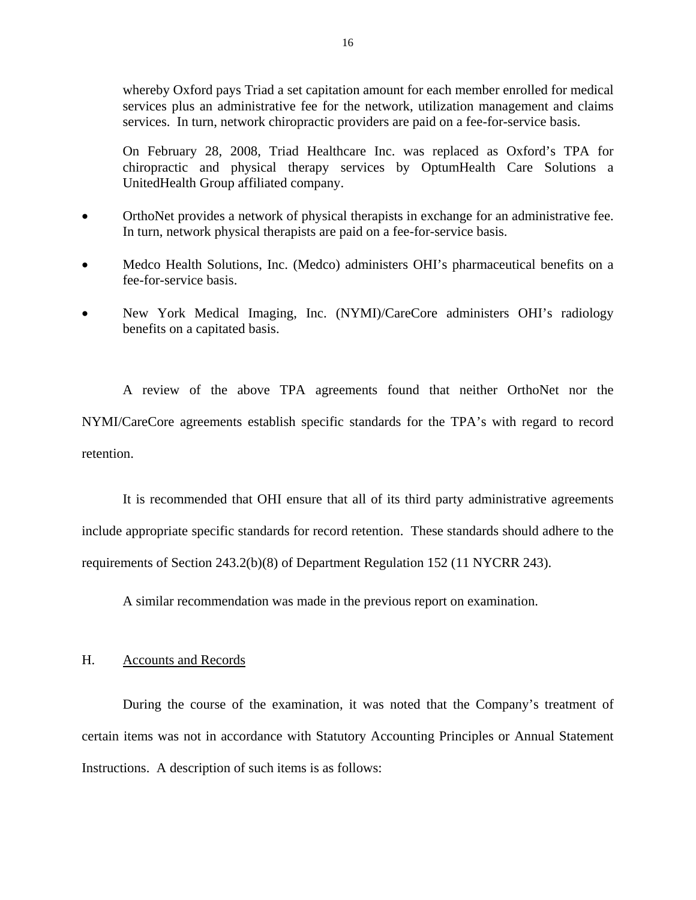whereby Oxford pays Triad a set capitation amount for each member enrolled for medical services plus an administrative fee for the network, utilization management and claims services. In turn, network chiropractic providers are paid on a fee-for-service basis.

On February 28, 2008, Triad Healthcare Inc. was replaced as Oxford's TPA for chiropractic and physical therapy services by OptumHealth Care Solutions a UnitedHealth Group affiliated company.

- OrthoNet provides a network of physical therapists in exchange for an administrative fee. In turn, network physical therapists are paid on a fee-for-service basis.
- Medco Health Solutions, Inc. (Medco) administers OHI's pharmaceutical benefits on a fee-for-service basis.
- New York Medical Imaging, Inc. (NYMI)/CareCore administers OHI's radiology benefits on a capitated basis.

A review of the above TPA agreements found that neither OrthoNet nor the NYMI/CareCore agreements establish specific standards for the TPA's with regard to record retention.

It is recommended that OHI ensure that all of its third party administrative agreements include appropriate specific standards for record retention. These standards should adhere to the requirements of Section 243.2(b)(8) of Department Regulation 152 (11 NYCRR 243).

A similar recommendation was made in the previous report on examination.

## H. Accounts and Records

During the course of the examination, it was noted that the Company's treatment of certain items was not in accordance with Statutory Accounting Principles or Annual Statement Instructions. A description of such items is as follows: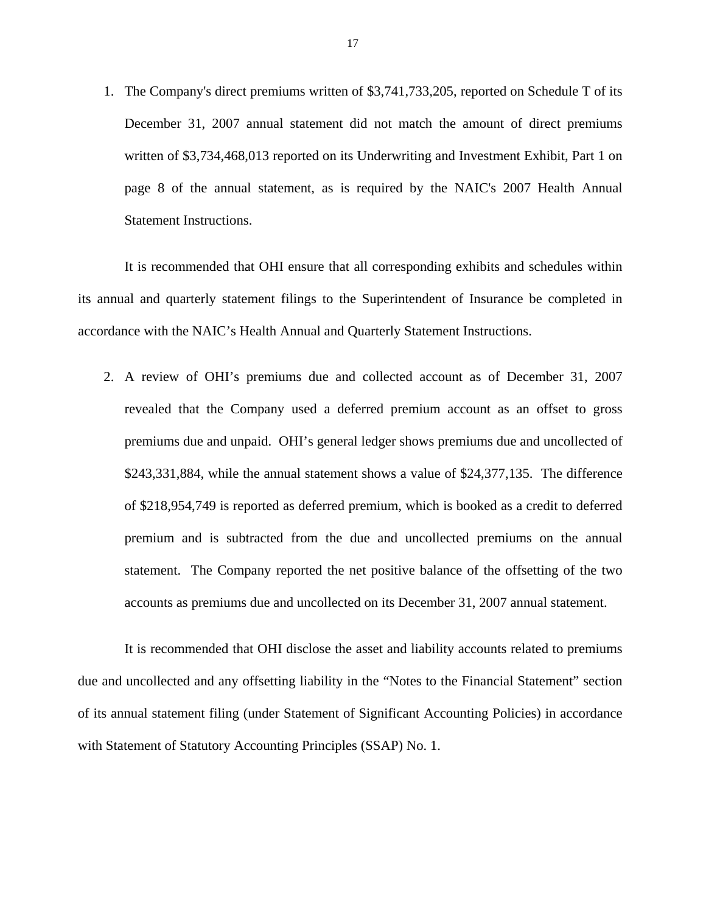1. The Company's direct premiums written of $3,741,733,205, reported on Schedule T of its December 31, 2007 annual statement did not match the amount of direct premiums written of $3,734,468,013 reported on its Underwriting and Investment Exhibit, Part 1 on page 8 of the annual statement, as is required by the NAIC's 2007 Health Annual Statement Instructions.

It is recommended that OHI ensure that all corresponding exhibits and schedules within its annual and quarterly statement filings to the Superintendent of Insurance be completed in accordance with the NAIC's Health Annual and Quarterly Statement Instructions.

2. A review of OHI's premiums due and collected account as of December 31, 2007 revealed that the Company used a deferred premium account as an offset to gross premiums due and unpaid. OHI's general ledger shows premiums due and uncollected of $243,331,884, while the annual statement shows a value of $24,377,135. The difference of $218,954,749 is reported as deferred premium, which is booked as a credit to deferred premium and is subtracted from the due and uncollected premiums on the annual statement. The Company reported the net positive balance of the offsetting of the two accounts as premiums due and uncollected on its December 31, 2007 annual statement.

It is recommended that OHI disclose the asset and liability accounts related to premiums due and uncollected and any offsetting liability in the "Notes to the Financial Statement" section of its annual statement filing (under Statement of Significant Accounting Policies) in accordance with Statement of Statutory Accounting Principles (SSAP) No. 1.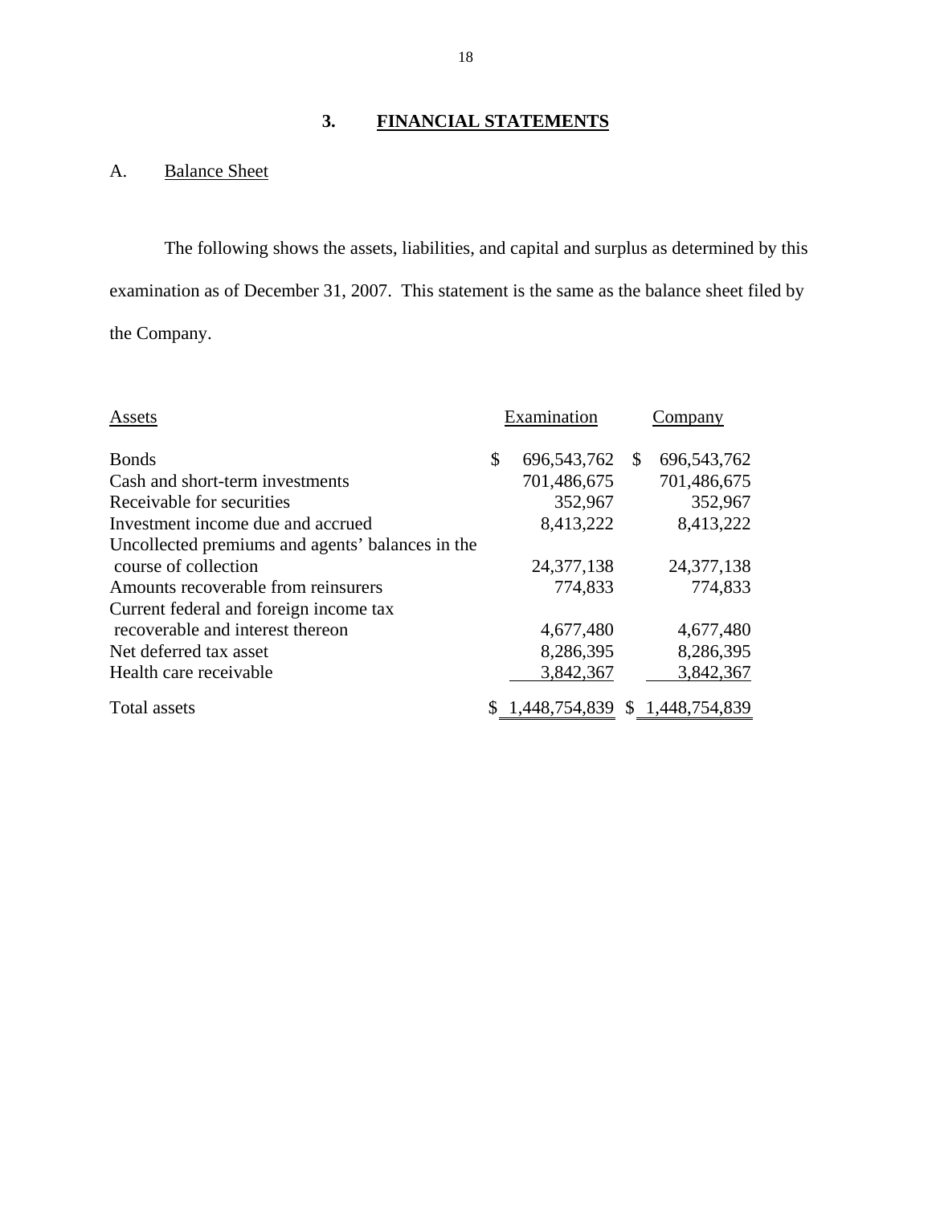## 3. FINANCIAL STATEMENTS

### A. Balance Sheet

The following shows the assets, liabilities, and capital and surplus as determined by this examination as of December 31, 2007. This statement is the same as the balance sheet filed by the Company.

| Assets | Examination | Company |
|---|---|---|
| Bonds | $ 696,543,762 | $ 696,543,762 |
| Cash and short-term investments | 701,486,675 | 701,486,675 |
| Receivable for securities | 352,967 | 352,967 |
| Investment income due and accrued | 8,413,222 | 8,413,222 |
| Uncollected premiums and agents' balances in the course of collection | 24,377,138 | 24,377,138 |
| Amounts recoverable from reinsurers | 774,833 | 774,833 |
| Current federal and foreign income tax recoverable and interest thereon | 4,677,480 | 4,677,480 |
| Net deferred tax asset | 8,286,395 | 8,286,395 |
| Health care receivable | 3,842,367 | 3,842,367 |
| Total assets | $ 1,448,754,839 | $ 1,448,754,839 |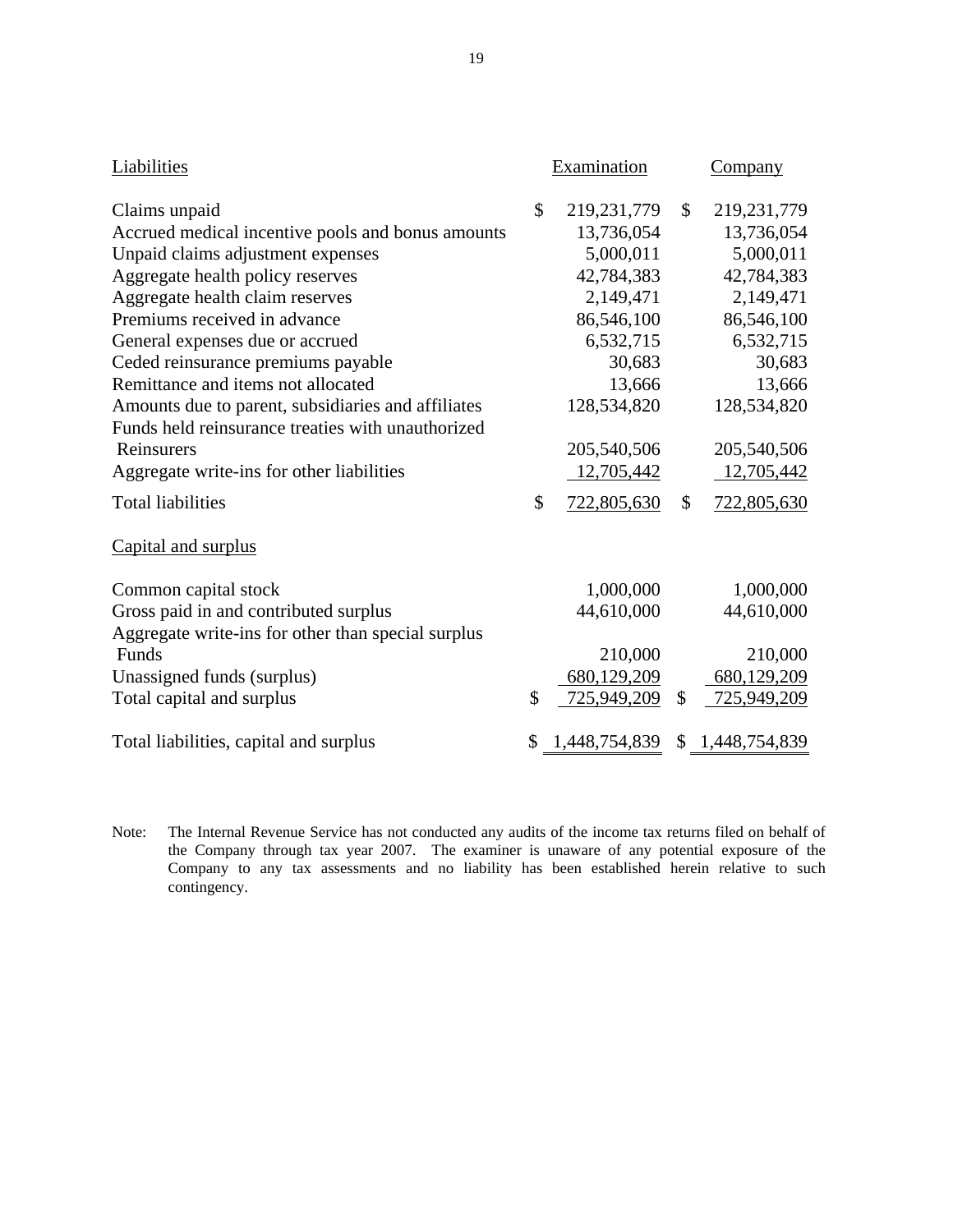| Liabilities | Examination | Company |
|---|---|---|
| Claims unpaid | $ 219,231,779 | $ 219,231,779 |
| Accrued medical incentive pools and bonus amounts | 13,736,054 | 13,736,054 |
| Unpaid claims adjustment expenses | 5,000,011 | 5,000,011 |
| Aggregate health policy reserves | 42,784,383 | 42,784,383 |
| Aggregate health claim reserves | 2,149,471 | 2,149,471 |
| Premiums received in advance | 86,546,100 | 86,546,100 |
| General expenses due or accrued | 6,532,715 | 6,532,715 |
| Ceded reinsurance premiums payable | 30,683 | 30,683 |
| Remittance and items not allocated | 13,666 | 13,666 |
| Amounts due to parent, subsidiaries and affiliates | 128,534,820 | 128,534,820 |
| Funds held reinsurance treaties with unauthorized Reinsurers | 205,540,506 | 205,540,506 |
| Aggregate write-ins for other liabilities | 12,705,442 | 12,705,442 |
| Total liabilities | $ 722,805,630 | $ 722,805,630 |
| **Capital and surplus** | | |
| Common capital stock | 1,000,000 | 1,000,000 |
| Gross paid in and contributed surplus | 44,610,000 | 44,610,000 |
| Aggregate write-ins for other than special surplus Funds | 210,000 | 210,000 |
| Unassigned funds (surplus) | 680,129,209 | 680,129,209 |
| Total capital and surplus | $ 725,949,209 | $ 725,949,209 |
| Total liabilities, capital and surplus | $ 1,448,754,839 | $ 1,448,754,839 |

Note: The Internal Revenue Service has not conducted any audits of the income tax returns filed on behalf of the Company through tax year 2007. The examiner is unaware of any potential exposure of the Company to any tax assessments and no liability has been established herein relative to such contingency.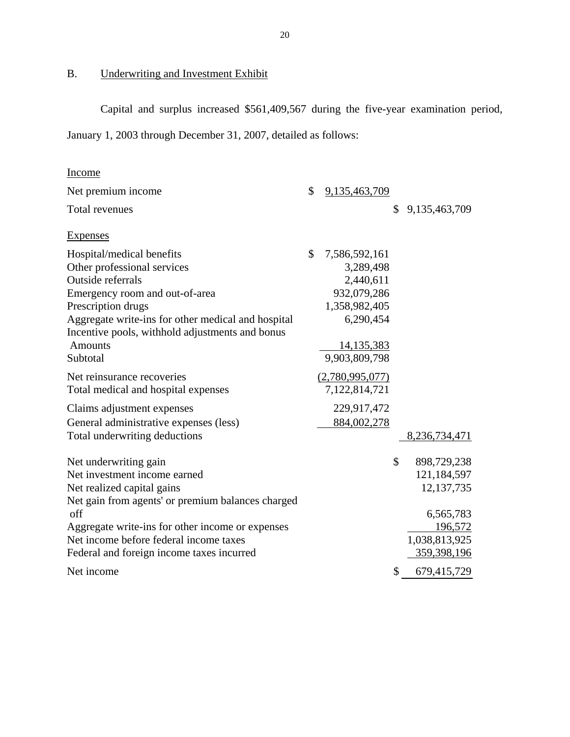## B. Underwriting and Investment Exhibit

Capital and surplus increased $561,409,567 during the five-year examination period, January 1, 2003 through December 31, 2007, detailed as follows:

| | | |
|---|---|---|
| Income | | |
| Net premium income | $ 9,135,463,709 | |
| Total revenues | | $ 9,135,463,709 |
| Expenses | | |
| Hospital/medical benefits | $ 7,586,592,161 | |
| Other professional services | 3,289,498 | |
| Outside referrals | 2,440,611 | |
| Emergency room and out-of-area | 932,079,286 | |
| Prescription drugs | 1,358,982,405 | |
| Aggregate write-ins for other medical and hospital | 6,290,454 | |
| Incentive pools, withhold adjustments and bonus Amounts | 14,135,383 | |
| Subtotal | 9,903,809,798 | |
| Net reinsurance recoveries | (2,780,995,077) | |
| Total medical and hospital expenses | 7,122,814,721 | |
| Claims adjustment expenses | 229,917,472 | |
| General administrative expenses (less) | 884,002,278 | |
| Total underwriting deductions | | 8,236,734,471 |
| Net underwriting gain | | $ 898,729,238 |
| Net investment income earned | | 121,184,597 |
| Net realized capital gains | | 12,137,735 |
| Net gain from agents' or premium balances charged off | | 6,565,783 |
| Aggregate write-ins for other income or expenses | | 196,572 |
| Net income before federal income taxes | | 1,038,813,925 |
| Federal and foreign income taxes incurred | | 359,398,196 |
| Net income | | $ 679,415,729 |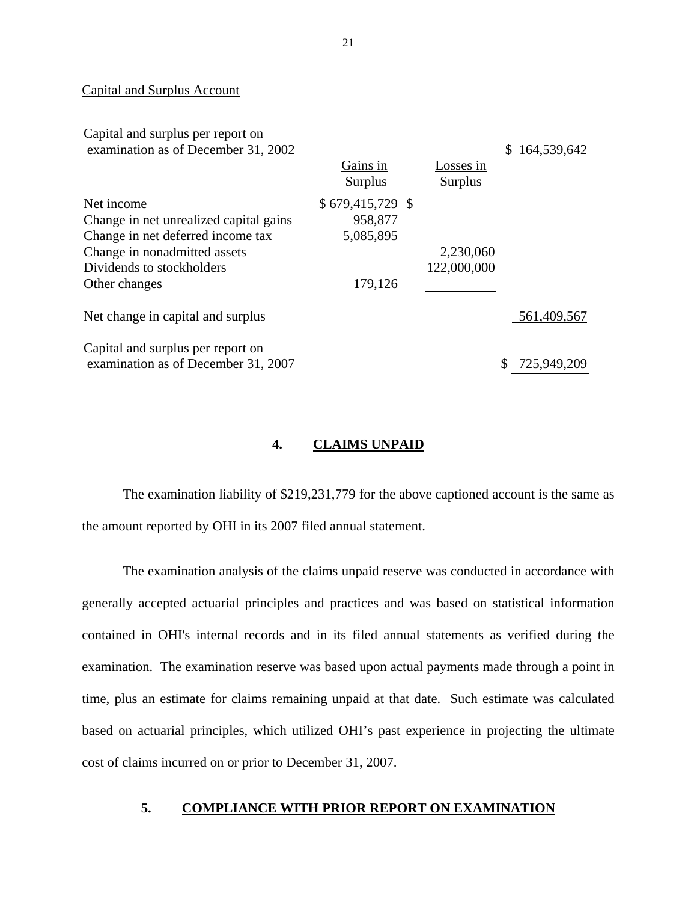Capital and Surplus Account

| | Gains in Surplus | Losses in Surplus | |
|---|---|---|---|
| Capital and surplus per report on examination as of December 31, 2002 | | | $ 164,539,642 |
| Net income | $ 679,415,729 | $ | |
| Change in net unrealized capital gains | 958,877 | | |
| Change in net deferred income tax | 5,085,895 | | |
| Change in nonadmitted assets | | 2,230,060 | |
| Dividends to stockholders | | 122,000,000 | |
| Other changes | 179,126 | | |
| Net change in capital and surplus | | | 561,409,567 |
| Capital and surplus per report on examination as of December 31, 2007 | | | $ 725,949,209 |

## 4. CLAIMS UNPAID

The examination liability of $219,231,779 for the above captioned account is the same as the amount reported by OHI in its 2007 filed annual statement.

The examination analysis of the claims unpaid reserve was conducted in accordance with generally accepted actuarial principles and practices and was based on statistical information contained in OHI's internal records and in its filed annual statements as verified during the examination. The examination reserve was based upon actual payments made through a point in time, plus an estimate for claims remaining unpaid at that date. Such estimate was calculated based on actuarial principles, which utilized OHI's past experience in projecting the ultimate cost of claims incurred on or prior to December 31, 2007.

## 5. COMPLIANCE WITH PRIOR REPORT ON EXAMINATION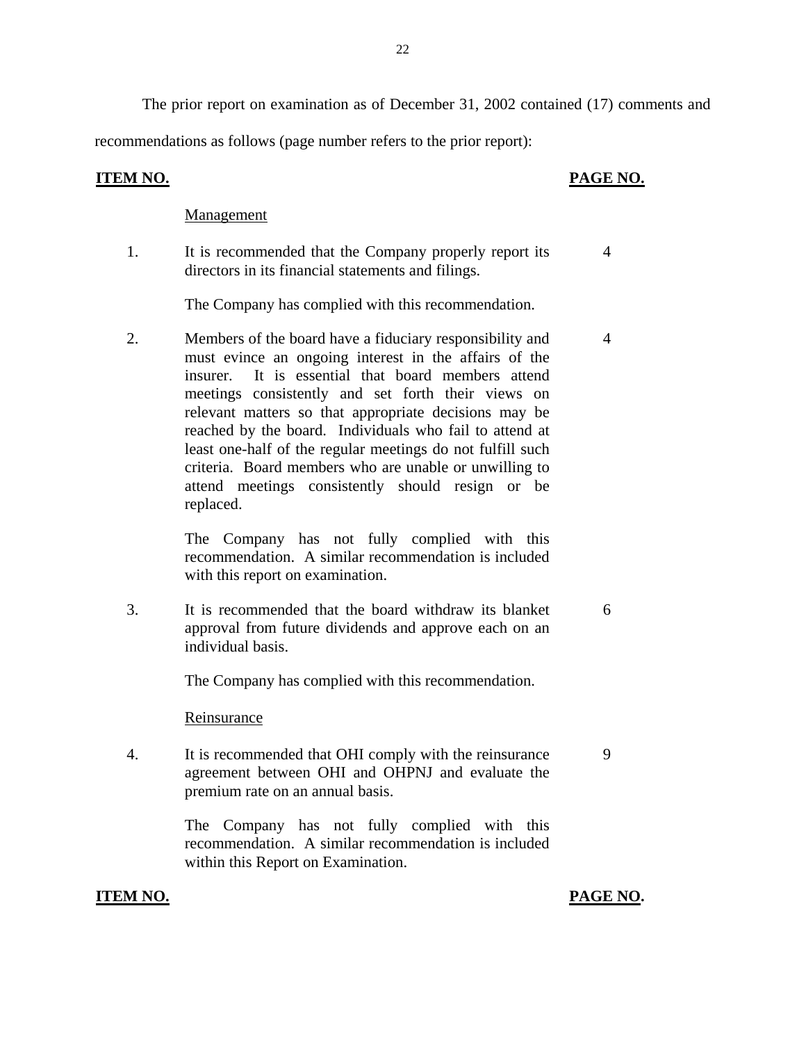The prior report on examination as of December 31, 2002 contained (17) comments and recommendations as follows (page number refers to the prior report):

| ITEM NO. | | PAGE NO. |
|---|---|---|
| | Management | |
| 1. | It is recommended that the Company properly report its directors in its financial statements and filings.<br><br>The Company has complied with this recommendation. | 4 |
| 2. | Members of the board have a fiduciary responsibility and must evince an ongoing interest in the affairs of the insurer. It is essential that board members attend meetings consistently and set forth their views on relevant matters so that appropriate decisions may be reached by the board. Individuals who fail to attend at least one-half of the regular meetings do not fulfill such criteria. Board members who are unable or unwilling to attend meetings consistently should resign or be replaced.<br><br>The Company has not fully complied with this recommendation. A similar recommendation is included with this report on examination. | 4 |
| 3. | It is recommended that the board withdraw its blanket approval from future dividends and approve each on an individual basis.<br><br>The Company has complied with this recommendation. | 6 |
| | Reinsurance | |
| 4. | It is recommended that OHI comply with the reinsurance agreement between OHI and OHPNJ and evaluate the premium rate on an annual basis.<br><br>The Company has not fully complied with this recommendation. A similar recommendation is included within this Report on Examination. | 9 |

**ITEM NO.** **PAGE NO.**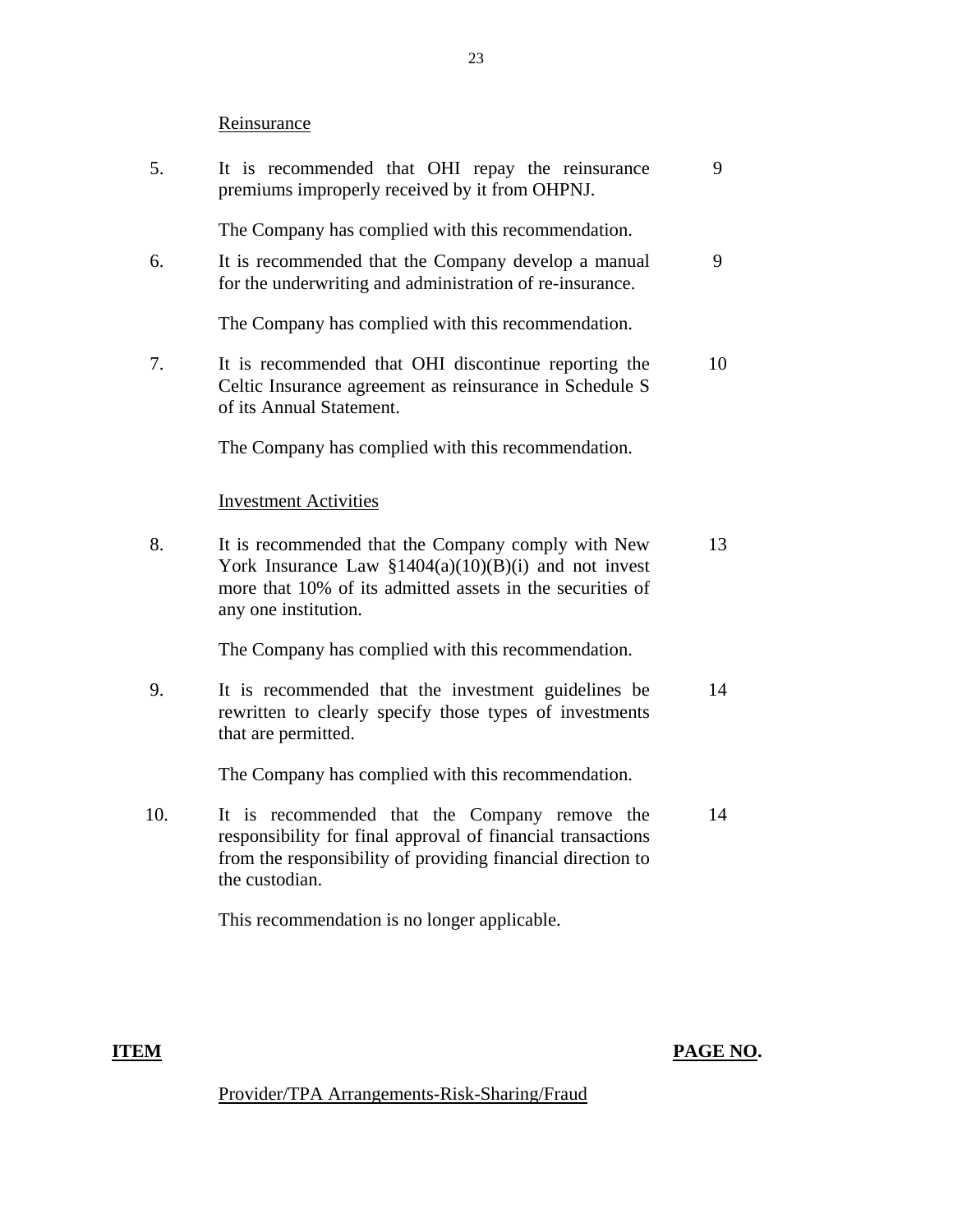Reinsurance

| | | |
|---|---|---|
| 5. | It is recommended that OHI repay the reinsurance premiums improperly received by it from OHPNJ.<br><br>The Company has complied with this recommendation. | 9 |
| 6. | It is recommended that the Company develop a manual for the underwriting and administration of re-insurance.<br><br>The Company has complied with this recommendation. | 9 |
| 7. | It is recommended that OHI discontinue reporting the Celtic Insurance agreement as reinsurance in Schedule S of its Annual Statement.<br><br>The Company has complied with this recommendation. | 10 |

Investment Activities

| | | |
|---|---|---|
| 8. | It is recommended that the Company comply with New York Insurance Law §1404(a)(10)(B)(i) and not invest more that 10% of its admitted assets in the securities of any one institution.<br><br>The Company has complied with this recommendation. | 13 |
| 9. | It is recommended that the investment guidelines be rewritten to clearly specify those types of investments that are permitted.<br><br>The Company has complied with this recommendation. | 14 |
| 10. | It is recommended that the Company remove the responsibility for final approval of financial transactions from the responsibility of providing financial direction to the custodian.<br><br>This recommendation is no longer applicable. | 14 |

**ITEM** **PAGE NO.**

Provider/TPA Arrangements-Risk-Sharing/Fraud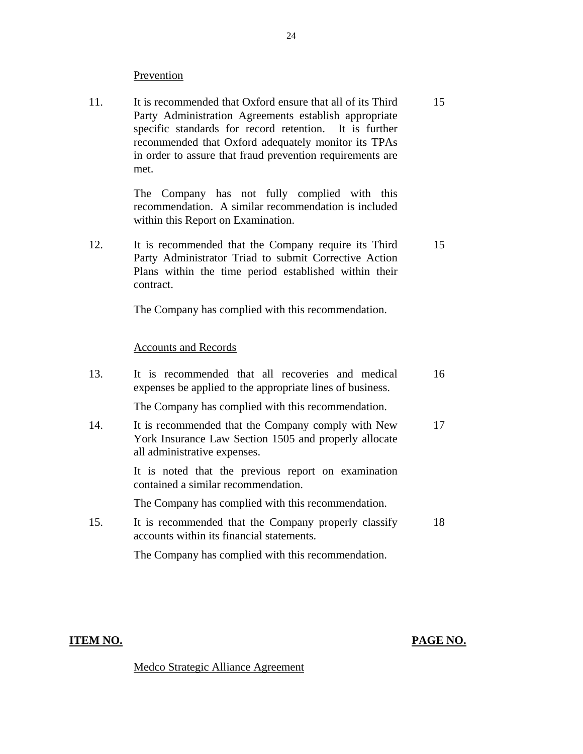Prevention

| | | |
|---|---|---|
| 11. | It is recommended that Oxford ensure that all of its Third Party Administration Agreements establish appropriate specific standards for record retention. It is further recommended that Oxford adequately monitor its TPAs in order to assure that fraud prevention requirements are met. | 15 |
| | The Company has not fully complied with this recommendation. A similar recommendation is included within this Report on Examination. | |
| 12. | It is recommended that the Company require its Third Party Administrator Triad to submit Corrective Action Plans within the time period established within their contract. | 15 |
| | The Company has complied with this recommendation. | |

Accounts and Records

| | | |
|---|---|---|
| 13. | It is recommended that all recoveries and medical expenses be applied to the appropriate lines of business. | 16 |
| | The Company has complied with this recommendation. | |
| 14. | It is recommended that the Company comply with New York Insurance Law Section 1505 and properly allocate all administrative expenses. | 17 |
| | It is noted that the previous report on examination contained a similar recommendation. | |
| | The Company has complied with this recommendation. | |
| 15. | It is recommended that the Company properly classify accounts within its financial statements. | 18 |
| | The Company has complied with this recommendation. | |

**ITEM NO.** **PAGE NO.**

Medco Strategic Alliance Agreement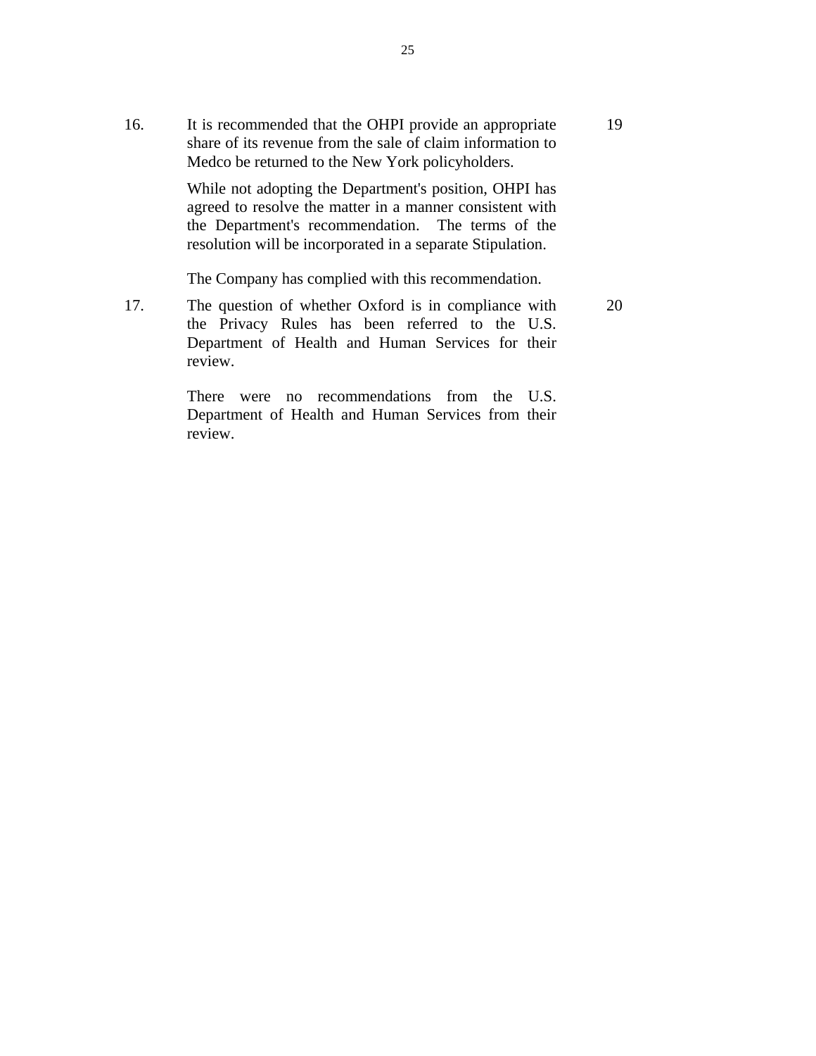| | | |
|---|---|---|
| 16. | It is recommended that the OHPI provide an appropriate share of its revenue from the sale of claim information to Medco be returned to the New York policyholders.<br><br>While not adopting the Department's position, OHPI has agreed to resolve the matter in a manner consistent with the Department's recommendation. The terms of the resolution will be incorporated in a separate Stipulation.<br><br>The Company has complied with this recommendation. | 19 |
| 17. | The question of whether Oxford is in compliance with the Privacy Rules has been referred to the U.S. Department of Health and Human Services for their review.<br><br>There were no recommendations from the U.S. Department of Health and Human Services from their review. | 20 |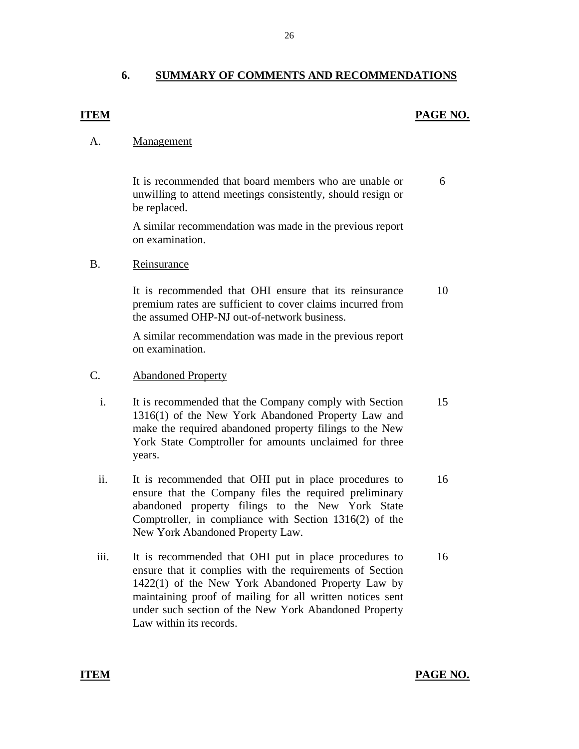## 6. SUMMARY OF COMMENTS AND RECOMMENDATIONS

| ITEM | | PAGE NO. |
| --- | --- | --- |
| A. | Management | |
| | It is recommended that board members who are unable or unwilling to attend meetings consistently, should resign or be replaced. | 6 |
| | A similar recommendation was made in the previous report on examination. | |
| B. | Reinsurance | |
| | It is recommended that OHI ensure that its reinsurance premium rates are sufficient to cover claims incurred from the assumed OHP-NJ out-of-network business. | 10 |
| | A similar recommendation was made in the previous report on examination. | |
| C. | Abandoned Property | |
| i. | It is recommended that the Company comply with Section 1316(1) of the New York Abandoned Property Law and make the required abandoned property filings to the New York State Comptroller for amounts unclaimed for three years. | 15 |
| ii. | It is recommended that OHI put in place procedures to ensure that the Company files the required preliminary abandoned property filings to the New York State Comptroller, in compliance with Section 1316(2) of the New York Abandoned Property Law. | 16 |
| iii. | It is recommended that OHI put in place procedures to ensure that it complies with the requirements of Section 1422(1) of the New York Abandoned Property Law by maintaining proof of mailing for all written notices sent under such section of the New York Abandoned Property Law within its records. | 16 |

| ITEM | PAGE NO. |
| --- | --- |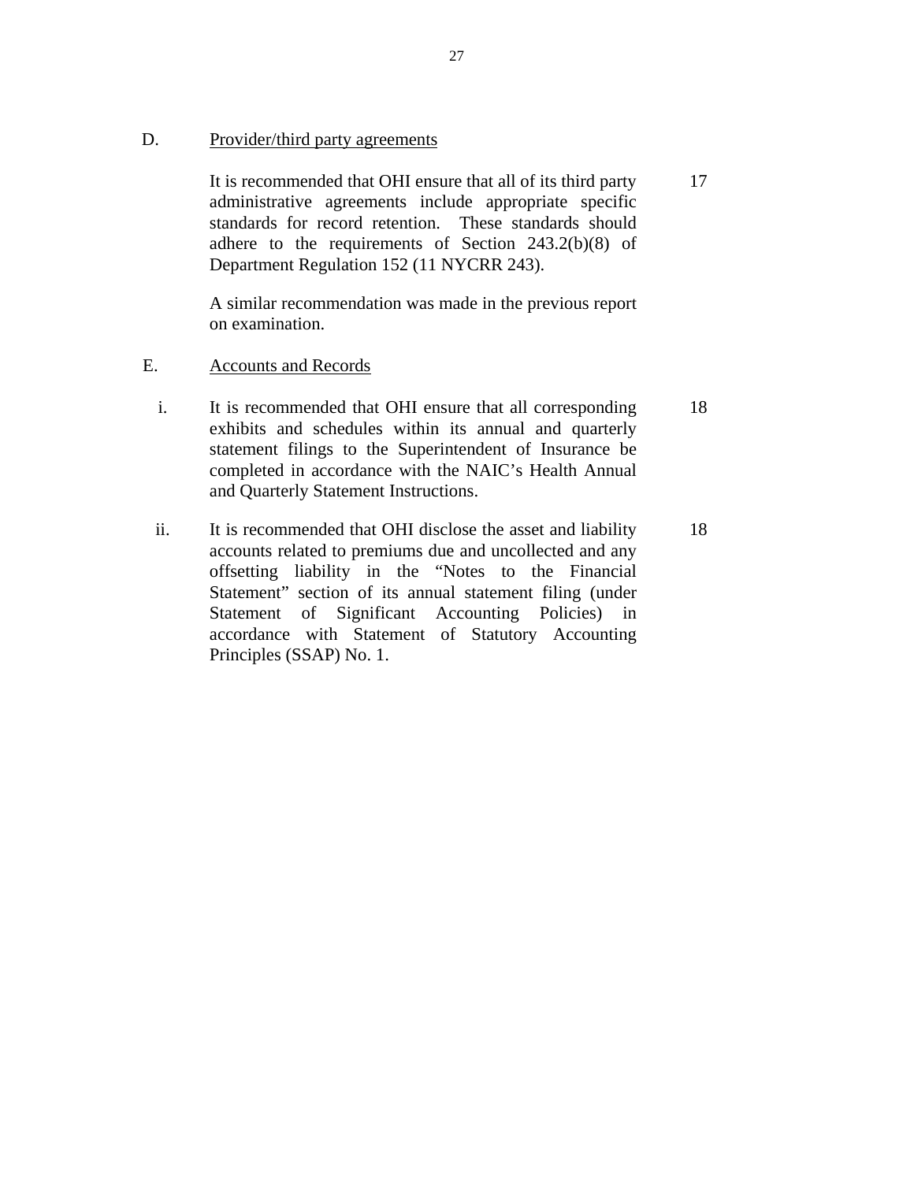D. Provider/third party agreements

| | | |
|---|---|---|
| | It is recommended that OHI ensure that all of its third party administrative agreements include appropriate specific standards for record retention. These standards should adhere to the requirements of Section 243.2(b)(8) of Department Regulation 152 (11 NYCRR 243).<br><br>A similar recommendation was made in the previous report on examination. | 17 |

E. Accounts and Records

| | | |
|---|---|---|
| i. | It is recommended that OHI ensure that all corresponding exhibits and schedules within its annual and quarterly statement filings to the Superintendent of Insurance be completed in accordance with the NAIC's Health Annual and Quarterly Statement Instructions. | 18 |
| ii. | It is recommended that OHI disclose the asset and liability accounts related to premiums due and uncollected and any offsetting liability in the "Notes to the Financial Statement" section of its annual statement filing (under Statement of Significant Accounting Policies) in accordance with Statement of Statutory Accounting Principles (SSAP) No. 1. | 18 |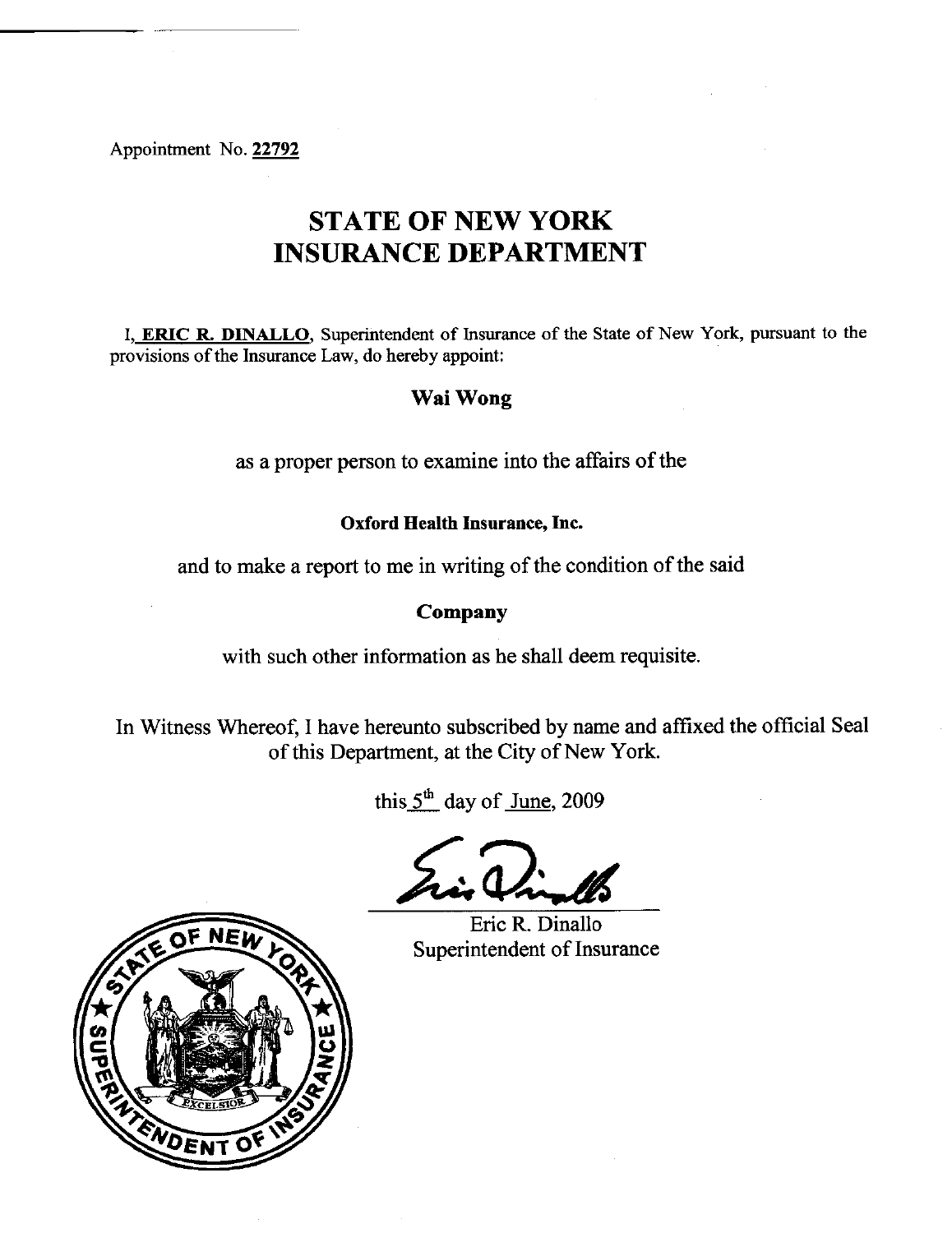Appointment No. **22792**

# STATE OF NEW YORK
# INSURANCE DEPARTMENT

I, **ERIC R. DINALLO**, Superintendent of Insurance of the State of New York, pursuant to the provisions of the Insurance Law, do hereby appoint:

**Wai Wong**

as a proper person to examine into the affairs of the

**Oxford Health Insurance, Inc.**

and to make a report to me in writing of the condition of the said

**Company**

with such other information as he shall deem requisite.

In Witness Whereof, I have hereunto subscribed by name and affixed the official Seal of this Department, at the City of New York.

this 5th day of June, 2009

Eric R. Dinallo
Superintendent of Insurance

STATE OF NEW YORK SUPERINTENDENT OF INSURANCE
EXCELSIOR